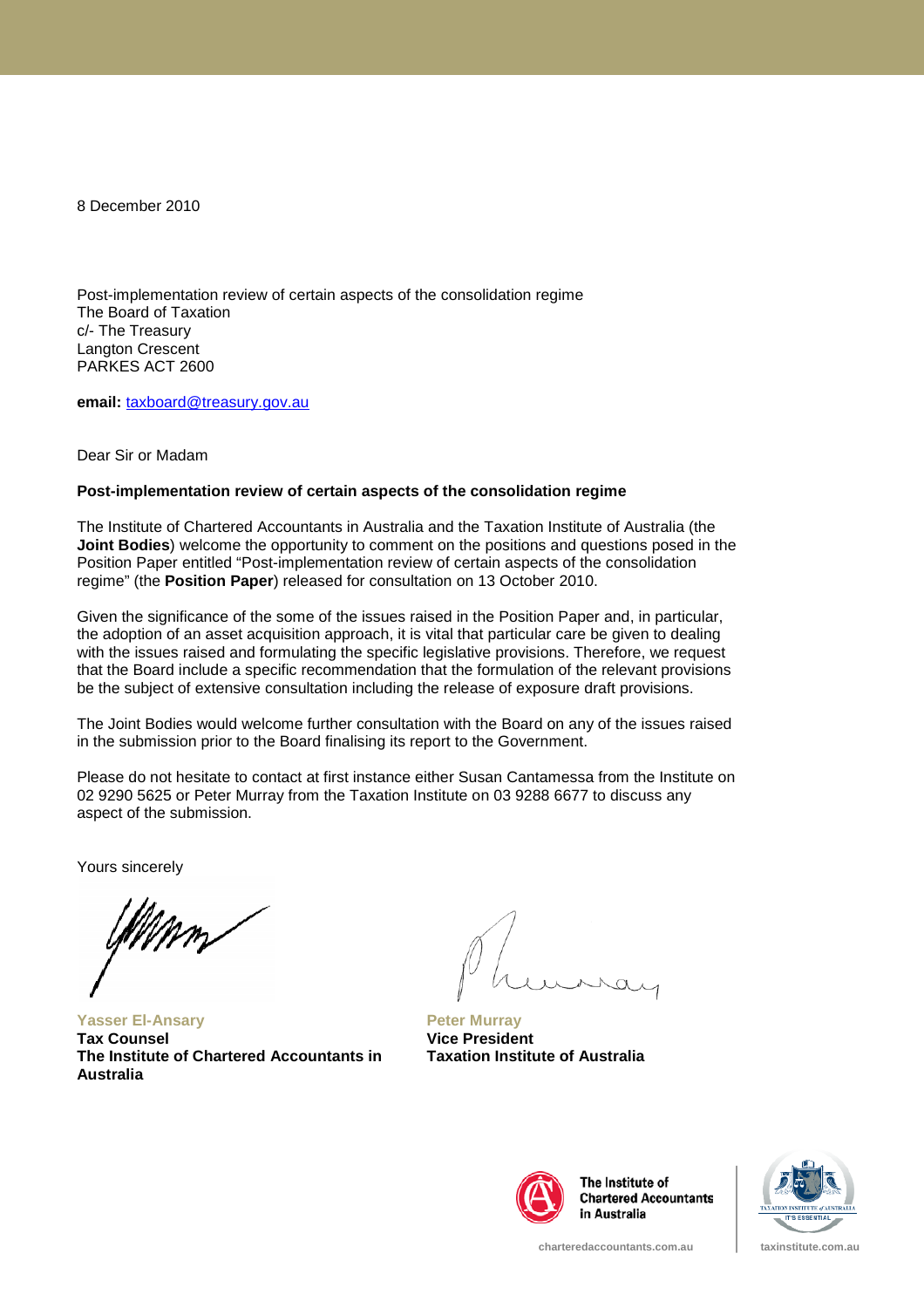8 December 2010

Post-implementation review of certain aspects of the consolidation regime
The Board of Taxation
c/- The Treasury
Langton Crescent
PARKES ACT 2600

**email:** taxboard@treasury.gov.au

Dear Sir or Madam

**Post-implementation review of certain aspects of the consolidation regime**

The Institute of Chartered Accountants in Australia and the Taxation Institute of Australia (the **Joint Bodies**) welcome the opportunity to comment on the positions and questions posed in the Position Paper entitled "Post-implementation review of certain aspects of the consolidation regime" (the **Position Paper**) released for consultation on 13 October 2010.

Given the significance of the some of the issues raised in the Position Paper and, in particular, the adoption of an asset acquisition approach, it is vital that particular care be given to dealing with the issues raised and formulating the specific legislative provisions. Therefore, we request that the Board include a specific recommendation that the formulation of the relevant provisions be the subject of extensive consultation including the release of exposure draft provisions.

The Joint Bodies would welcome further consultation with the Board on any of the issues raised in the submission prior to the Board finalising its report to the Government.

Please do not hesitate to contact at first instance either Susan Cantamessa from the Institute on 02 9290 5625 or Peter Murray from the Taxation Institute on 03 9288 6677 to discuss any aspect of the submission.

Yours sincerely

Yasser El-Ansary
**Tax Counsel**
**The Institute of Chartered Accountants in Australia**

Peter Murray
**Vice President**
**Taxation Institute of Australia**

The Institute of Chartered Accountants in Australia

charteredaccountants.com.au

taxinstitute.com.au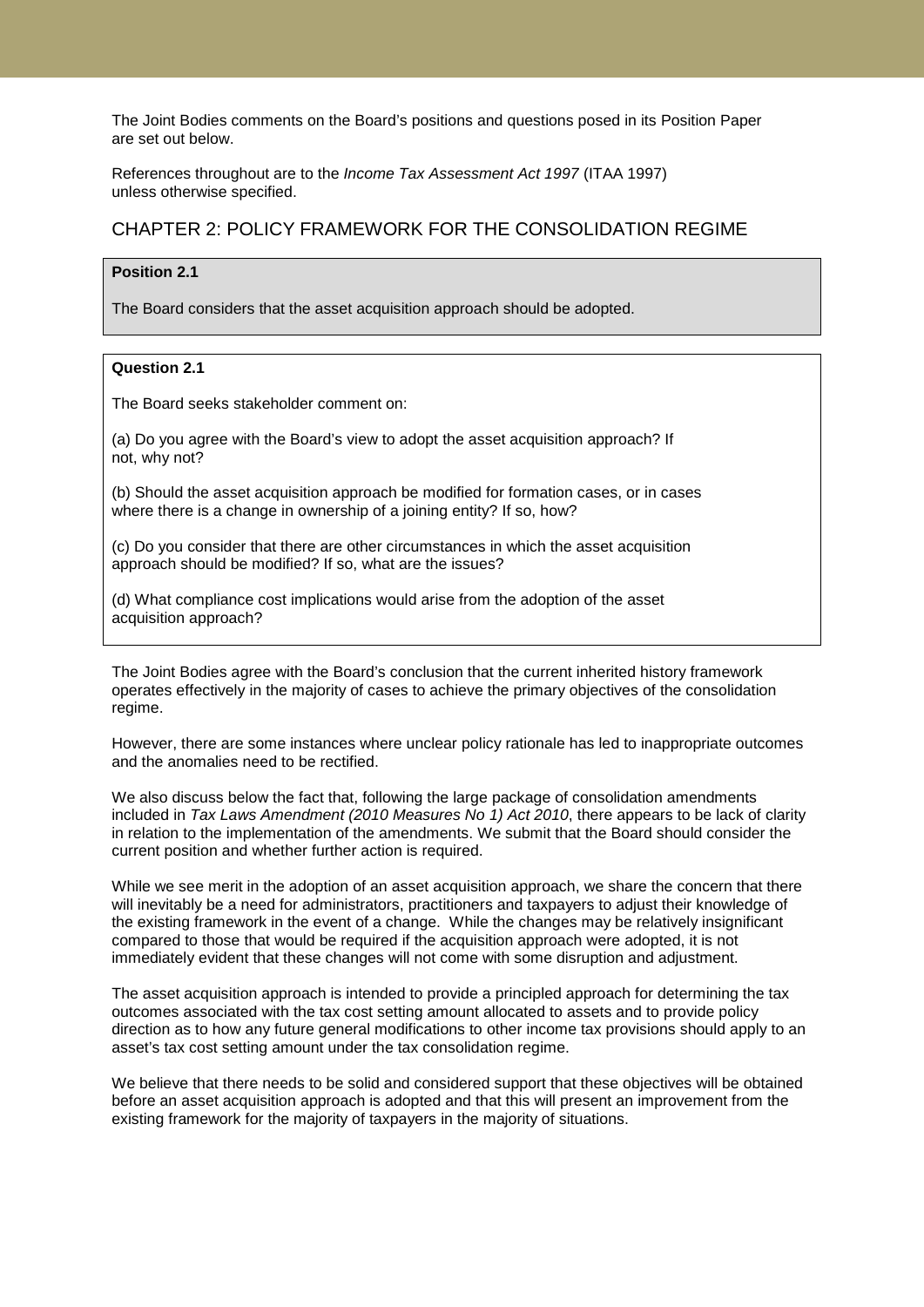The Joint Bodies comments on the Board's positions and questions posed in its Position Paper are set out below.

References throughout are to the *Income Tax Assessment Act 1997* (ITAA 1997) unless otherwise specified.

## CHAPTER 2: POLICY FRAMEWORK FOR THE CONSOLIDATION REGIME

**Position 2.1**

The Board considers that the asset acquisition approach should be adopted.

**Question 2.1**

The Board seeks stakeholder comment on:

(a) Do you agree with the Board's view to adopt the asset acquisition approach? If not, why not?

(b) Should the asset acquisition approach be modified for formation cases, or in cases where there is a change in ownership of a joining entity? If so, how?

(c) Do you consider that there are other circumstances in which the asset acquisition approach should be modified? If so, what are the issues?

(d) What compliance cost implications would arise from the adoption of the asset acquisition approach?

The Joint Bodies agree with the Board's conclusion that the current inherited history framework operates effectively in the majority of cases to achieve the primary objectives of the consolidation regime.

However, there are some instances where unclear policy rationale has led to inappropriate outcomes and the anomalies need to be rectified.

We also discuss below the fact that, following the large package of consolidation amendments included in *Tax Laws Amendment (2010 Measures No 1) Act 2010*, there appears to be lack of clarity in relation to the implementation of the amendments. We submit that the Board should consider the current position and whether further action is required.

While we see merit in the adoption of an asset acquisition approach, we share the concern that there will inevitably be a need for administrators, practitioners and taxpayers to adjust their knowledge of the existing framework in the event of a change. While the changes may be relatively insignificant compared to those that would be required if the acquisition approach were adopted, it is not immediately evident that these changes will not come with some disruption and adjustment.

The asset acquisition approach is intended to provide a principled approach for determining the tax outcomes associated with the tax cost setting amount allocated to assets and to provide policy direction as to how any future general modifications to other income tax provisions should apply to an asset's tax cost setting amount under the tax consolidation regime.

We believe that there needs to be solid and considered support that these objectives will be obtained before an asset acquisition approach is adopted and that this will present an improvement from the existing framework for the majority of taxpayers in the majority of situations.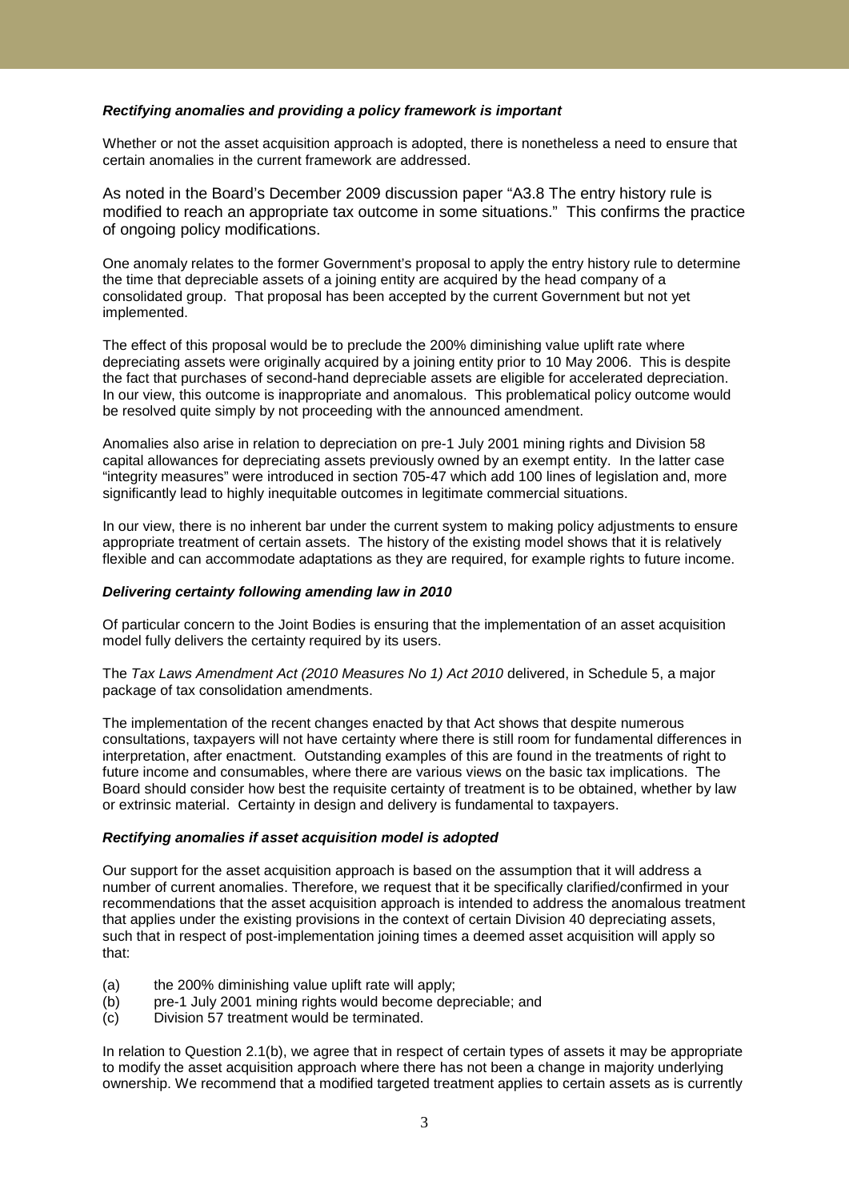***Rectifying anomalies and providing a policy framework is important***

Whether or not the asset acquisition approach is adopted, there is nonetheless a need to ensure that certain anomalies in the current framework are addressed.

As noted in the Board's December 2009 discussion paper "A3.8 The entry history rule is modified to reach an appropriate tax outcome in some situations." This confirms the practice of ongoing policy modifications.

One anomaly relates to the former Government's proposal to apply the entry history rule to determine the time that depreciable assets of a joining entity are acquired by the head company of a consolidated group. That proposal has been accepted by the current Government but not yet implemented.

The effect of this proposal would be to preclude the 200% diminishing value uplift rate where depreciating assets were originally acquired by a joining entity prior to 10 May 2006. This is despite the fact that purchases of second-hand depreciable assets are eligible for accelerated depreciation. In our view, this outcome is inappropriate and anomalous. This problematical policy outcome would be resolved quite simply by not proceeding with the announced amendment.

Anomalies also arise in relation to depreciation on pre-1 July 2001 mining rights and Division 58 capital allowances for depreciating assets previously owned by an exempt entity. In the latter case "integrity measures" were introduced in section 705-47 which add 100 lines of legislation and, more significantly lead to highly inequitable outcomes in legitimate commercial situations.

In our view, there is no inherent bar under the current system to making policy adjustments to ensure appropriate treatment of certain assets. The history of the existing model shows that it is relatively flexible and can accommodate adaptations as they are required, for example rights to future income.

***Delivering certainty following amending law in 2010***

Of particular concern to the Joint Bodies is ensuring that the implementation of an asset acquisition model fully delivers the certainty required by its users.

The *Tax Laws Amendment Act (2010 Measures No 1) Act 2010* delivered, in Schedule 5, a major package of tax consolidation amendments.

The implementation of the recent changes enacted by that Act shows that despite numerous consultations, taxpayers will not have certainty where there is still room for fundamental differences in interpretation, after enactment. Outstanding examples of this are found in the treatments of right to future income and consumables, where there are various views on the basic tax implications. The Board should consider how best the requisite certainty of treatment is to be obtained, whether by law or extrinsic material. Certainty in design and delivery is fundamental to taxpayers.

***Rectifying anomalies if asset acquisition model is adopted***

Our support for the asset acquisition approach is based on the assumption that it will address a number of current anomalies. Therefore, we request that it be specifically clarified/confirmed in your recommendations that the asset acquisition approach is intended to address the anomalous treatment that applies under the existing provisions in the context of certain Division 40 depreciating assets, such that in respect of post-implementation joining times a deemed asset acquisition will apply so that:

(a) the 200% diminishing value uplift rate will apply;
(b) pre-1 July 2001 mining rights would become depreciable; and
(c) Division 57 treatment would be terminated.

In relation to Question 2.1(b), we agree that in respect of certain types of assets it may be appropriate to modify the asset acquisition approach where there has not been a change in majority underlying ownership. We recommend that a modified targeted treatment applies to certain assets as is currently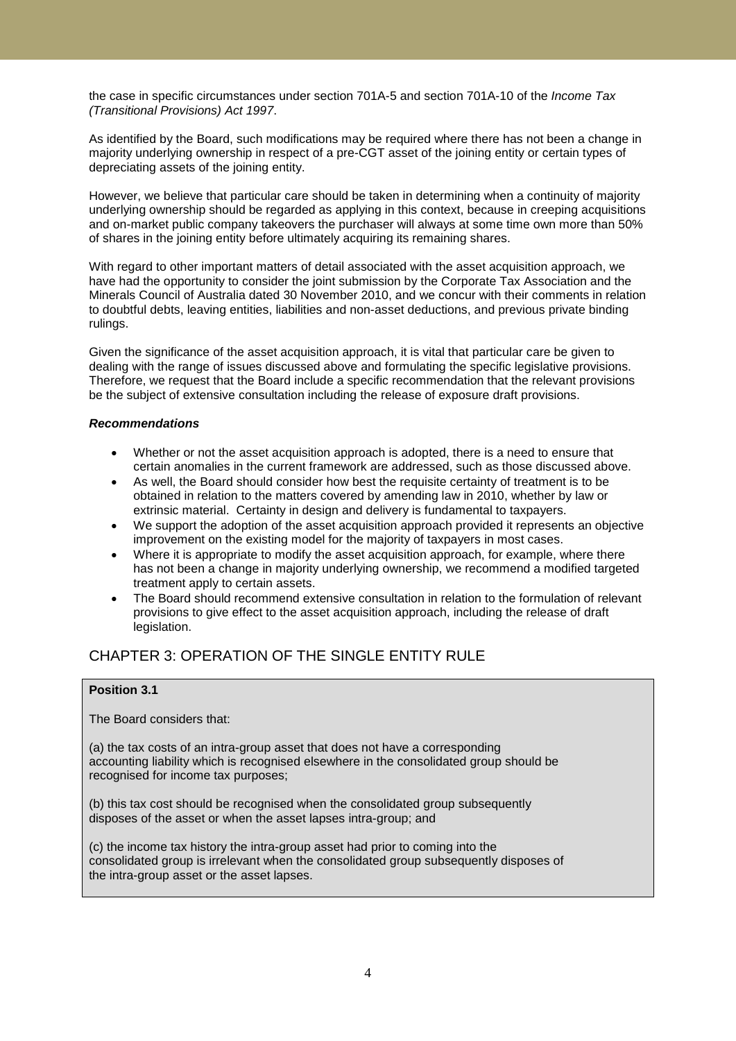the case in specific circumstances under section 701A-5 and section 701A-10 of the *Income Tax (Transitional Provisions) Act 1997*.

As identified by the Board, such modifications may be required where there has not been a change in majority underlying ownership in respect of a pre-CGT asset of the joining entity or certain types of depreciating assets of the joining entity.

However, we believe that particular care should be taken in determining when a continuity of majority underlying ownership should be regarded as applying in this context, because in creeping acquisitions and on-market public company takeovers the purchaser will always at some time own more than 50% of shares in the joining entity before ultimately acquiring its remaining shares.

With regard to other important matters of detail associated with the asset acquisition approach, we have had the opportunity to consider the joint submission by the Corporate Tax Association and the Minerals Council of Australia dated 30 November 2010, and we concur with their comments in relation to doubtful debts, leaving entities, liabilities and non-asset deductions, and previous private binding rulings.

Given the significance of the asset acquisition approach, it is vital that particular care be given to dealing with the range of issues discussed above and formulating the specific legislative provisions. Therefore, we request that the Board include a specific recommendation that the relevant provisions be the subject of extensive consultation including the release of exposure draft provisions.

***Recommendations***

- Whether or not the asset acquisition approach is adopted, there is a need to ensure that certain anomalies in the current framework are addressed, such as those discussed above.
- As well, the Board should consider how best the requisite certainty of treatment is to be obtained in relation to the matters covered by amending law in 2010, whether by law or extrinsic material. Certainty in design and delivery is fundamental to taxpayers.
- We support the adoption of the asset acquisition approach provided it represents an objective improvement on the existing model for the majority of taxpayers in most cases.
- Where it is appropriate to modify the asset acquisition approach, for example, where there has not been a change in majority underlying ownership, we recommend a modified targeted treatment apply to certain assets.
- The Board should recommend extensive consultation in relation to the formulation of relevant provisions to give effect to the asset acquisition approach, including the release of draft legislation.

## CHAPTER 3: OPERATION OF THE SINGLE ENTITY RULE

**Position 3.1**

The Board considers that:

(a) the tax costs of an intra-group asset that does not have a corresponding accounting liability which is recognised elsewhere in the consolidated group should be recognised for income tax purposes;

(b) this tax cost should be recognised when the consolidated group subsequently disposes of the asset or when the asset lapses intra-group; and

(c) the income tax history the intra-group asset had prior to coming into the consolidated group is irrelevant when the consolidated group subsequently disposes of the intra-group asset or the asset lapses.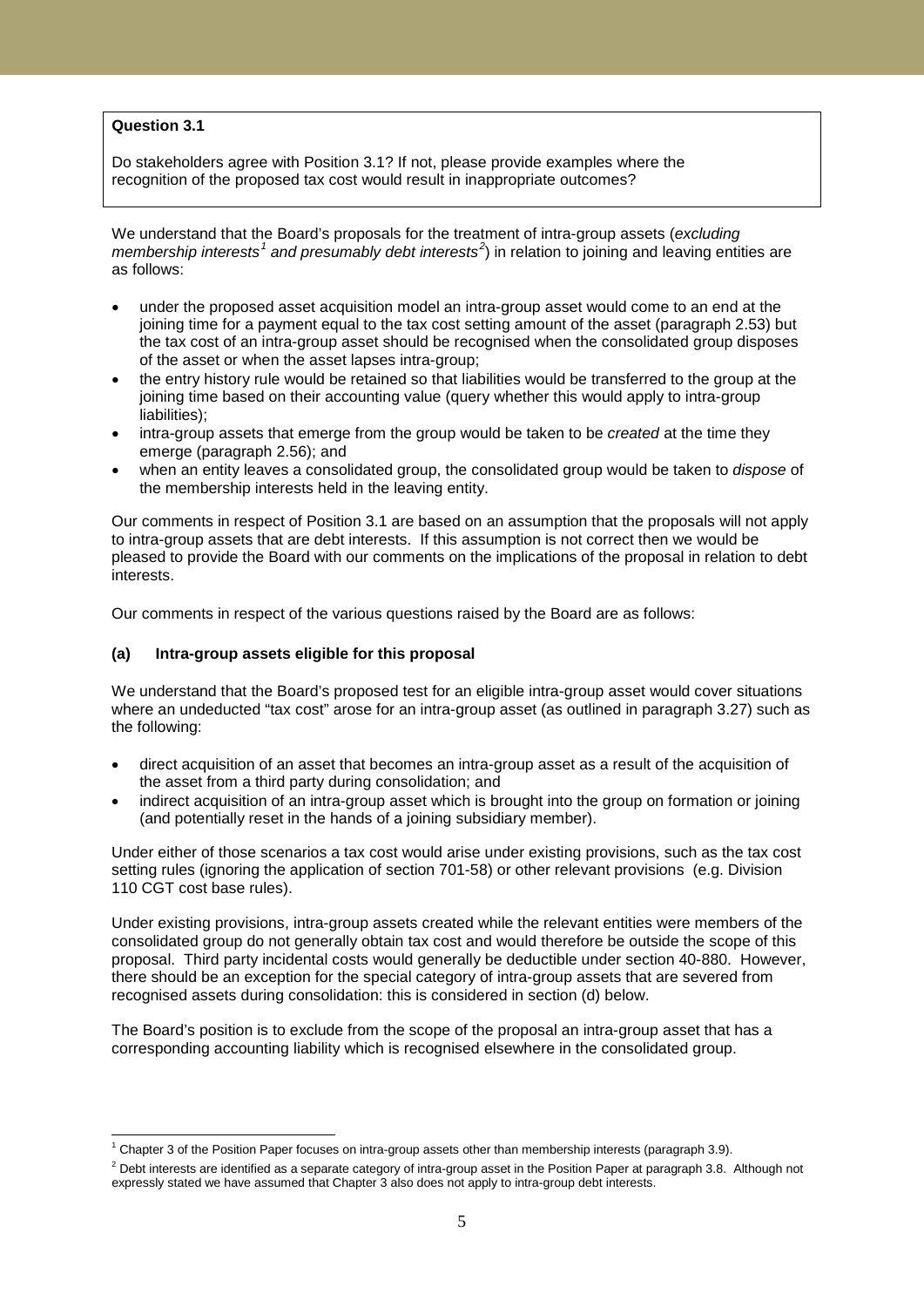**Question 3.1**

Do stakeholders agree with Position 3.1? If not, please provide examples where the recognition of the proposed tax cost would result in inappropriate outcomes?

We understand that the Board's proposals for the treatment of intra-group assets (*excluding membership interests*[1] *and presumably debt interests*[2]) in relation to joining and leaving entities are as follows:

- under the proposed asset acquisition model an intra-group asset would come to an end at the joining time for a payment equal to the tax cost setting amount of the asset (paragraph 2.53) but the tax cost of an intra-group asset should be recognised when the consolidated group disposes of the asset or when the asset lapses intra-group;
- the entry history rule would be retained so that liabilities would be transferred to the group at the joining time based on their accounting value (query whether this would apply to intra-group liabilities);
- intra-group assets that emerge from the group would be taken to be *created* at the time they emerge (paragraph 2.56); and
- when an entity leaves a consolidated group, the consolidated group would be taken to *dispose* of the membership interests held in the leaving entity.

Our comments in respect of Position 3.1 are based on an assumption that the proposals will not apply to intra-group assets that are debt interests. If this assumption is not correct then we would be pleased to provide the Board with our comments on the implications of the proposal in relation to debt interests.

Our comments in respect of the various questions raised by the Board are as follows:

### (a) Intra-group assets eligible for this proposal

We understand that the Board's proposed test for an eligible intra-group asset would cover situations where an undeducted "tax cost" arose for an intra-group asset (as outlined in paragraph 3.27) such as the following:

- direct acquisition of an asset that becomes an intra-group asset as a result of the acquisition of the asset from a third party during consolidation; and
- indirect acquisition of an intra-group asset which is brought into the group on formation or joining (and potentially reset in the hands of a joining subsidiary member).

Under either of those scenarios a tax cost would arise under existing provisions, such as the tax cost setting rules (ignoring the application of section 701-58) or other relevant provisions (e.g. Division 110 CGT cost base rules).

Under existing provisions, intra-group assets created while the relevant entities were members of the consolidated group do not generally obtain tax cost and would therefore be outside the scope of this proposal. Third party incidental costs would generally be deductible under section 40-880. However, there should be an exception for the special category of intra-group assets that are severed from recognised assets during consolidation: this is considered in section (d) below.

The Board's position is to exclude from the scope of the proposal an intra-group asset that has a corresponding accounting liability which is recognised elsewhere in the consolidated group.

---

[1] Chapter 3 of the Position Paper focuses on intra-group assets other than membership interests (paragraph 3.9).

[2] Debt interests are identified as a separate category of intra-group asset in the Position Paper at paragraph 3.8. Although not expressly stated we have assumed that Chapter 3 also does not apply to intra-group debt interests.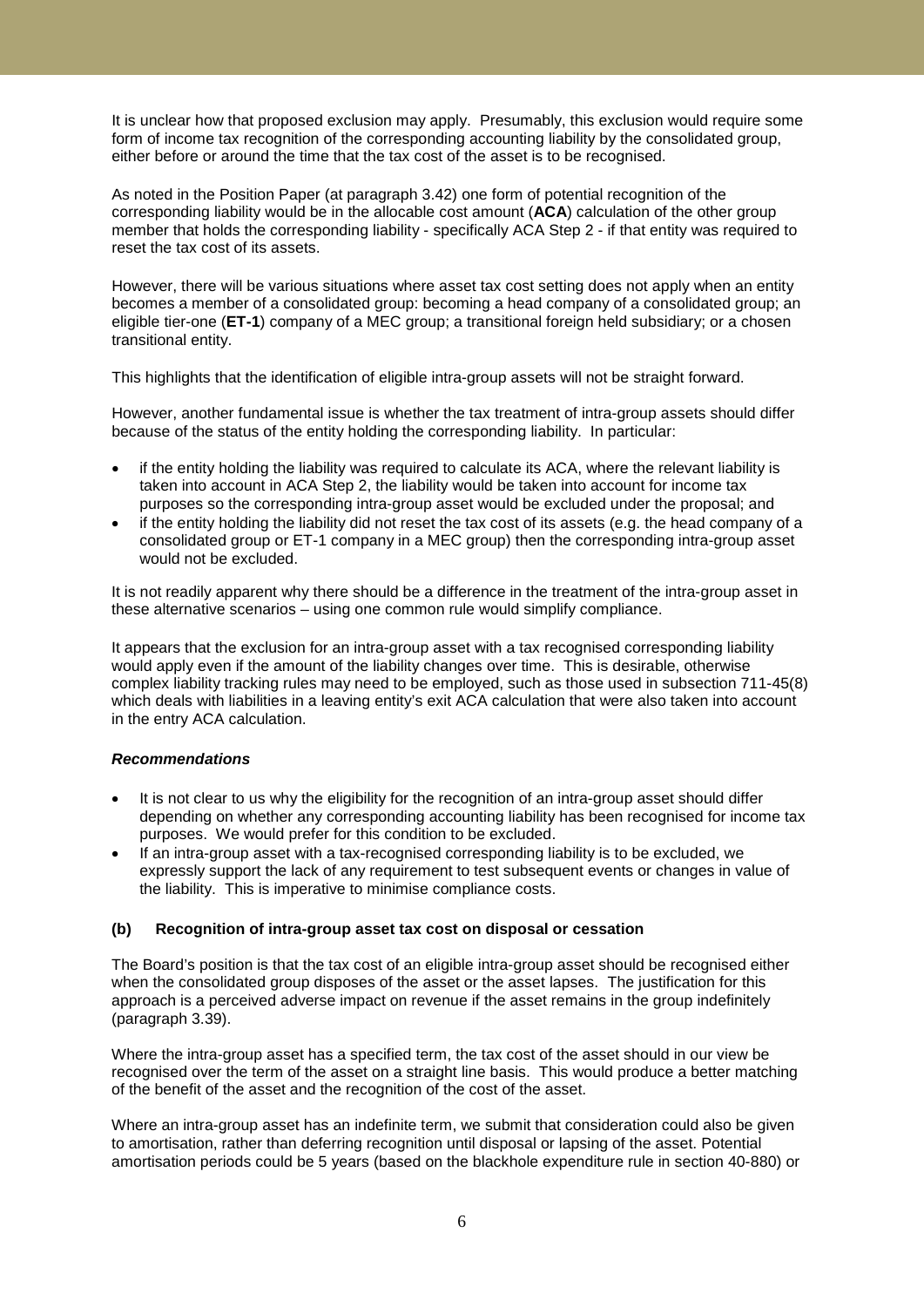It is unclear how that proposed exclusion may apply. Presumably, this exclusion would require some form of income tax recognition of the corresponding accounting liability by the consolidated group, either before or around the time that the tax cost of the asset is to be recognised.

As noted in the Position Paper (at paragraph 3.42) one form of potential recognition of the corresponding liability would be in the allocable cost amount (**ACA**) calculation of the other group member that holds the corresponding liability - specifically ACA Step 2 - if that entity was required to reset the tax cost of its assets.

However, there will be various situations where asset tax cost setting does not apply when an entity becomes a member of a consolidated group: becoming a head company of a consolidated group; an eligible tier-one (**ET-1**) company of a MEC group; a transitional foreign held subsidiary; or a chosen transitional entity.

This highlights that the identification of eligible intra-group assets will not be straight forward.

However, another fundamental issue is whether the tax treatment of intra-group assets should differ because of the status of the entity holding the corresponding liability. In particular:

- if the entity holding the liability was required to calculate its ACA, where the relevant liability is taken into account in ACA Step 2, the liability would be taken into account for income tax purposes so the corresponding intra-group asset would be excluded under the proposal; and
- if the entity holding the liability did not reset the tax cost of its assets (e.g. the head company of a consolidated group or ET-1 company in a MEC group) then the corresponding intra-group asset would not be excluded.

It is not readily apparent why there should be a difference in the treatment of the intra-group asset in these alternative scenarios – using one common rule would simplify compliance.

It appears that the exclusion for an intra-group asset with a tax recognised corresponding liability would apply even if the amount of the liability changes over time. This is desirable, otherwise complex liability tracking rules may need to be employed, such as those used in subsection 711-45(8) which deals with liabilities in a leaving entity's exit ACA calculation that were also taken into account in the entry ACA calculation.

***Recommendations***

- It is not clear to us why the eligibility for the recognition of an intra-group asset should differ depending on whether any corresponding accounting liability has been recognised for income tax purposes. We would prefer for this condition to be excluded.
- If an intra-group asset with a tax-recognised corresponding liability is to be excluded, we expressly support the lack of any requirement to test subsequent events or changes in value of the liability. This is imperative to minimise compliance costs.

#### (b) Recognition of intra-group asset tax cost on disposal or cessation

The Board's position is that the tax cost of an eligible intra-group asset should be recognised either when the consolidated group disposes of the asset or the asset lapses. The justification for this approach is a perceived adverse impact on revenue if the asset remains in the group indefinitely (paragraph 3.39).

Where the intra-group asset has a specified term, the tax cost of the asset should in our view be recognised over the term of the asset on a straight line basis. This would produce a better matching of the benefit of the asset and the recognition of the cost of the asset.

Where an intra-group asset has an indefinite term, we submit that consideration could also be given to amortisation, rather than deferring recognition until disposal or lapsing of the asset. Potential amortisation periods could be 5 years (based on the blackhole expenditure rule in section 40-880) or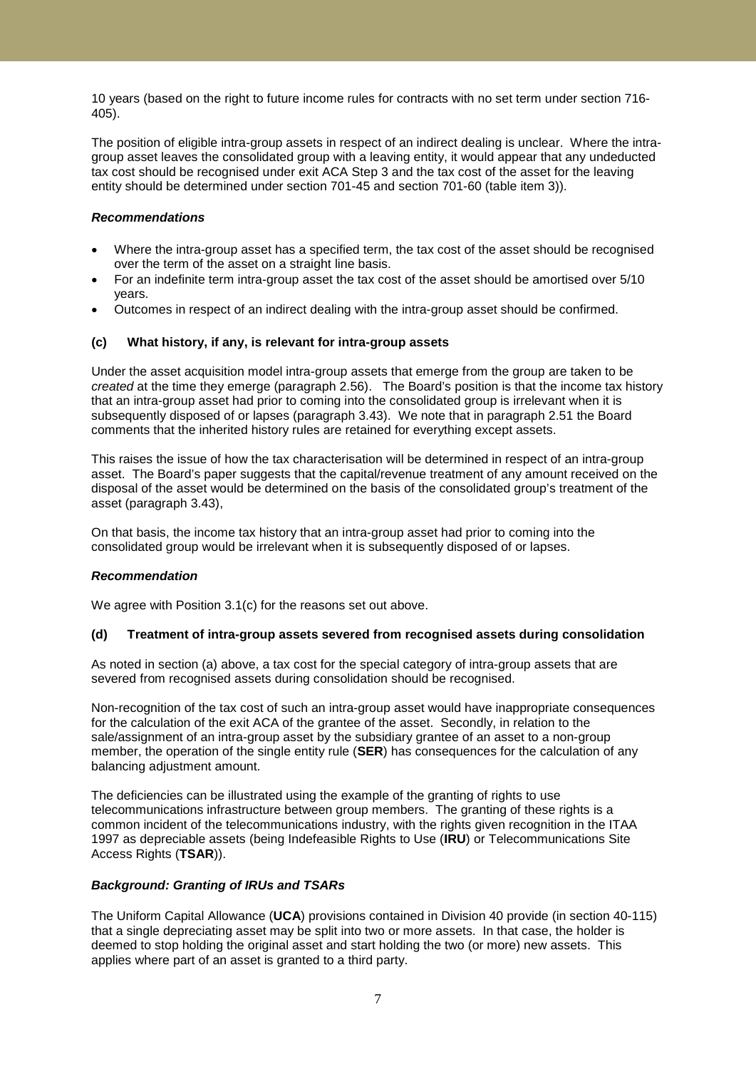10 years (based on the right to future income rules for contracts with no set term under section 716-405).

The position of eligible intra-group assets in respect of an indirect dealing is unclear. Where the intra-group asset leaves the consolidated group with a leaving entity, it would appear that any undeducted tax cost should be recognised under exit ACA Step 3 and the tax cost of the asset for the leaving entity should be determined under section 701-45 and section 701-60 (table item 3)).

***Recommendations***

- Where the intra-group asset has a specified term, the tax cost of the asset should be recognised over the term of the asset on a straight line basis.
- For an indefinite term intra-group asset the tax cost of the asset should be amortised over 5/10 years.
- Outcomes in respect of an indirect dealing with the intra-group asset should be confirmed.

#### (c) What history, if any, is relevant for intra-group assets

Under the asset acquisition model intra-group assets that emerge from the group are taken to be *created* at the time they emerge (paragraph 2.56). The Board's position is that the income tax history that an intra-group asset had prior to coming into the consolidated group is irrelevant when it is subsequently disposed of or lapses (paragraph 3.43). We note that in paragraph 2.51 the Board comments that the inherited history rules are retained for everything except assets.

This raises the issue of how the tax characterisation will be determined in respect of an intra-group asset. The Board's paper suggests that the capital/revenue treatment of any amount received on the disposal of the asset would be determined on the basis of the consolidated group's treatment of the asset (paragraph 3.43),

On that basis, the income tax history that an intra-group asset had prior to coming into the consolidated group would be irrelevant when it is subsequently disposed of or lapses.

***Recommendation***

We agree with Position 3.1(c) for the reasons set out above.

#### (d) Treatment of intra-group assets severed from recognised assets during consolidation

As noted in section (a) above, a tax cost for the special category of intra-group assets that are severed from recognised assets during consolidation should be recognised.

Non-recognition of the tax cost of such an intra-group asset would have inappropriate consequences for the calculation of the exit ACA of the grantee of the asset. Secondly, in relation to the sale/assignment of an intra-group asset by the subsidiary grantee of an asset to a non-group member, the operation of the single entity rule (**SER**) has consequences for the calculation of any balancing adjustment amount.

The deficiencies can be illustrated using the example of the granting of rights to use telecommunications infrastructure between group members. The granting of these rights is a common incident of the telecommunications industry, with the rights given recognition in the ITAA 1997 as depreciable assets (being Indefeasible Rights to Use (**IRU**) or Telecommunications Site Access Rights (**TSAR**)).

***Background: Granting of IRUs and TSARs***

The Uniform Capital Allowance (**UCA**) provisions contained in Division 40 provide (in section 40-115) that a single depreciating asset may be split into two or more assets. In that case, the holder is deemed to stop holding the original asset and start holding the two (or more) new assets. This applies where part of an asset is granted to a third party.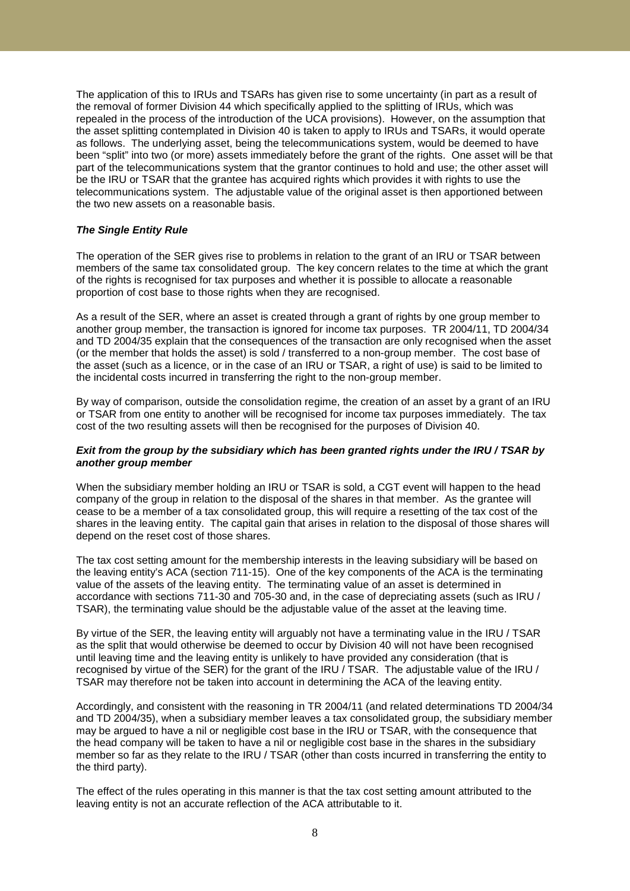The application of this to IRUs and TSARs has given rise to some uncertainty (in part as a result of the removal of former Division 44 which specifically applied to the splitting of IRUs, which was repealed in the process of the introduction of the UCA provisions). However, on the assumption that the asset splitting contemplated in Division 40 is taken to apply to IRUs and TSARs, it would operate as follows. The underlying asset, being the telecommunications system, would be deemed to have been "split" into two (or more) assets immediately before the grant of the rights. One asset will be that part of the telecommunications system that the grantor continues to hold and use; the other asset will be the IRU or TSAR that the grantee has acquired rights which provides it with rights to use the telecommunications system. The adjustable value of the original asset is then apportioned between the two new assets on a reasonable basis.

***The Single Entity Rule***

The operation of the SER gives rise to problems in relation to the grant of an IRU or TSAR between members of the same tax consolidated group. The key concern relates to the time at which the grant of the rights is recognised for tax purposes and whether it is possible to allocate a reasonable proportion of cost base to those rights when they are recognised.

As a result of the SER, where an asset is created through a grant of rights by one group member to another group member, the transaction is ignored for income tax purposes. TR 2004/11, TD 2004/34 and TD 2004/35 explain that the consequences of the transaction are only recognised when the asset (or the member that holds the asset) is sold / transferred to a non-group member. The cost base of the asset (such as a licence, or in the case of an IRU or TSAR, a right of use) is said to be limited to the incidental costs incurred in transferring the right to the non-group member.

By way of comparison, outside the consolidation regime, the creation of an asset by a grant of an IRU or TSAR from one entity to another will be recognised for income tax purposes immediately. The tax cost of the two resulting assets will then be recognised for the purposes of Division 40.

***Exit from the group by the subsidiary which has been granted rights under the IRU / TSAR by another group member***

When the subsidiary member holding an IRU or TSAR is sold, a CGT event will happen to the head company of the group in relation to the disposal of the shares in that member. As the grantee will cease to be a member of a tax consolidated group, this will require a resetting of the tax cost of the shares in the leaving entity. The capital gain that arises in relation to the disposal of those shares will depend on the reset cost of those shares.

The tax cost setting amount for the membership interests in the leaving subsidiary will be based on the leaving entity's ACA (section 711-15). One of the key components of the ACA is the terminating value of the assets of the leaving entity. The terminating value of an asset is determined in accordance with sections 711-30 and 705-30 and, in the case of depreciating assets (such as IRU / TSAR), the terminating value should be the adjustable value of the asset at the leaving time.

By virtue of the SER, the leaving entity will arguably not have a terminating value in the IRU / TSAR as the split that would otherwise be deemed to occur by Division 40 will not have been recognised until leaving time and the leaving entity is unlikely to have provided any consideration (that is recognised by virtue of the SER) for the grant of the IRU / TSAR. The adjustable value of the IRU / TSAR may therefore not be taken into account in determining the ACA of the leaving entity.

Accordingly, and consistent with the reasoning in TR 2004/11 (and related determinations TD 2004/34 and TD 2004/35), when a subsidiary member leaves a tax consolidated group, the subsidiary member may be argued to have a nil or negligible cost base in the IRU or TSAR, with the consequence that the head company will be taken to have a nil or negligible cost base in the shares in the subsidiary member so far as they relate to the IRU / TSAR (other than costs incurred in transferring the entity to the third party).

The effect of the rules operating in this manner is that the tax cost setting amount attributed to the leaving entity is not an accurate reflection of the ACA attributable to it.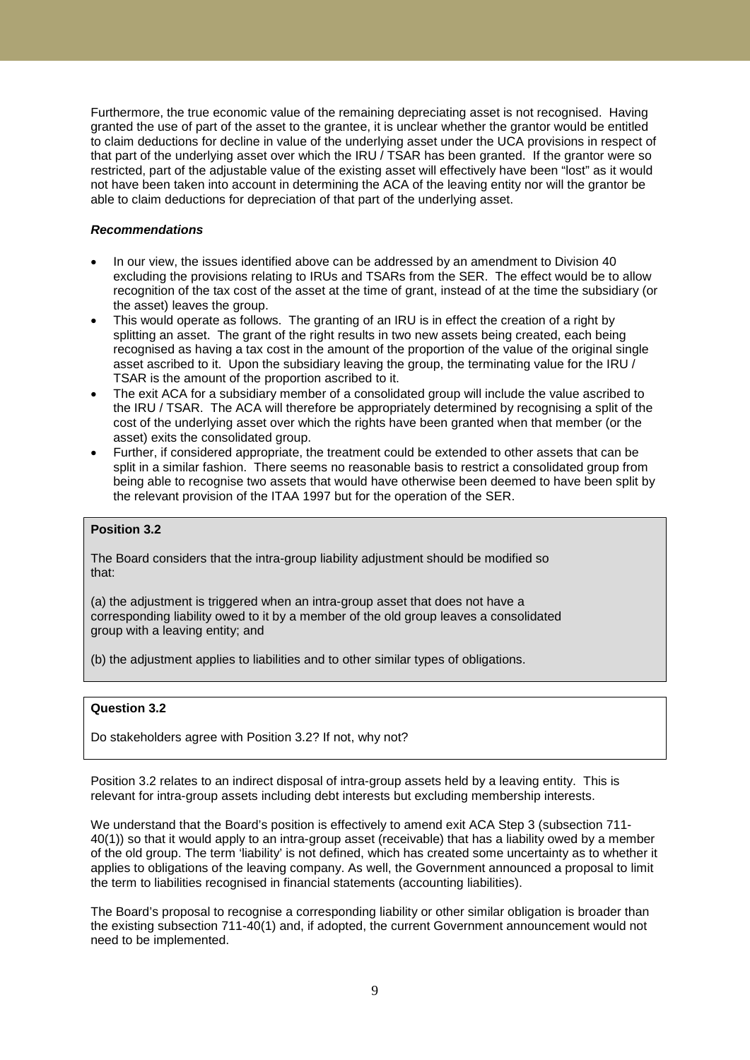Furthermore, the true economic value of the remaining depreciating asset is not recognised. Having granted the use of part of the asset to the grantee, it is unclear whether the grantor would be entitled to claim deductions for decline in value of the underlying asset under the UCA provisions in respect of that part of the underlying asset over which the IRU / TSAR has been granted. If the grantor were so restricted, part of the adjustable value of the existing asset will effectively have been "lost" as it would not have been taken into account in determining the ACA of the leaving entity nor will the grantor be able to claim deductions for depreciation of that part of the underlying asset.

***Recommendations***

- In our view, the issues identified above can be addressed by an amendment to Division 40 excluding the provisions relating to IRUs and TSARs from the SER. The effect would be to allow recognition of the tax cost of the asset at the time of grant, instead of at the time the subsidiary (or the asset) leaves the group.
- This would operate as follows. The granting of an IRU is in effect the creation of a right by splitting an asset. The grant of the right results in two new assets being created, each being recognised as having a tax cost in the amount of the proportion of the value of the original single asset ascribed to it. Upon the subsidiary leaving the group, the terminating value for the IRU / TSAR is the amount of the proportion ascribed to it.
- The exit ACA for a subsidiary member of a consolidated group will include the value ascribed to the IRU / TSAR. The ACA will therefore be appropriately determined by recognising a split of the cost of the underlying asset over which the rights have been granted when that member (or the asset) exits the consolidated group.
- Further, if considered appropriate, the treatment could be extended to other assets that can be split in a similar fashion. There seems no reasonable basis to restrict a consolidated group from being able to recognise two assets that would have otherwise been deemed to have been split by the relevant provision of the ITAA 1997 but for the operation of the SER.

**Position 3.2**

The Board considers that the intra-group liability adjustment should be modified so that:

(a) the adjustment is triggered when an intra-group asset that does not have a corresponding liability owed to it by a member of the old group leaves a consolidated group with a leaving entity; and

(b) the adjustment applies to liabilities and to other similar types of obligations.

**Question 3.2**

Do stakeholders agree with Position 3.2? If not, why not?

Position 3.2 relates to an indirect disposal of intra-group assets held by a leaving entity. This is relevant for intra-group assets including debt interests but excluding membership interests.

We understand that the Board's position is effectively to amend exit ACA Step 3 (subsection 711-40(1)) so that it would apply to an intra-group asset (receivable) that has a liability owed by a member of the old group. The term 'liability' is not defined, which has created some uncertainty as to whether it applies to obligations of the leaving company. As well, the Government announced a proposal to limit the term to liabilities recognised in financial statements (accounting liabilities).

The Board's proposal to recognise a corresponding liability or other similar obligation is broader than the existing subsection 711-40(1) and, if adopted, the current Government announcement would not need to be implemented.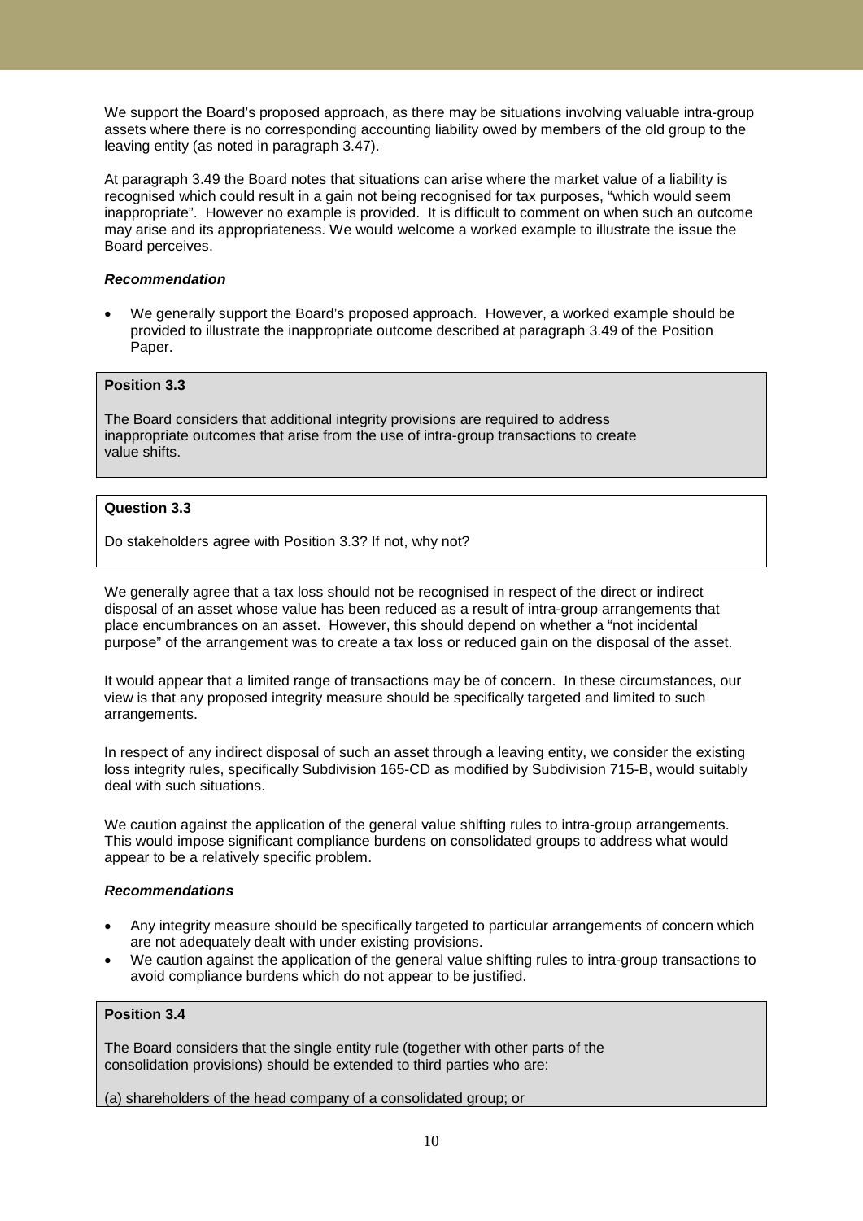We support the Board's proposed approach, as there may be situations involving valuable intra-group assets where there is no corresponding accounting liability owed by members of the old group to the leaving entity (as noted in paragraph 3.47).

At paragraph 3.49 the Board notes that situations can arise where the market value of a liability is recognised which could result in a gain not being recognised for tax purposes, "which would seem inappropriate". However no example is provided. It is difficult to comment on when such an outcome may arise and its appropriateness. We would welcome a worked example to illustrate the issue the Board perceives.

***Recommendation***

- We generally support the Board's proposed approach. However, a worked example should be provided to illustrate the inappropriate outcome described at paragraph 3.49 of the Position Paper.

> **Position 3.3**
>
> The Board considers that additional integrity provisions are required to address inappropriate outcomes that arise from the use of intra-group transactions to create value shifts.

> **Question 3.3**
>
> Do stakeholders agree with Position 3.3? If not, why not?

We generally agree that a tax loss should not be recognised in respect of the direct or indirect disposal of an asset whose value has been reduced as a result of intra-group arrangements that place encumbrances on an asset. However, this should depend on whether a "not incidental purpose" of the arrangement was to create a tax loss or reduced gain on the disposal of the asset.

It would appear that a limited range of transactions may be of concern. In these circumstances, our view is that any proposed integrity measure should be specifically targeted and limited to such arrangements.

In respect of any indirect disposal of such an asset through a leaving entity, we consider the existing loss integrity rules, specifically Subdivision 165-CD as modified by Subdivision 715-B, would suitably deal with such situations.

We caution against the application of the general value shifting rules to intra-group arrangements. This would impose significant compliance burdens on consolidated groups to address what would appear to be a relatively specific problem.

***Recommendations***

- Any integrity measure should be specifically targeted to particular arrangements of concern which are not adequately dealt with under existing provisions.
- We caution against the application of the general value shifting rules to intra-group transactions to avoid compliance burdens which do not appear to be justified.

> **Position 3.4**
>
> The Board considers that the single entity rule (together with other parts of the consolidation provisions) should be extended to third parties who are:
>
> (a) shareholders of the head company of a consolidated group; or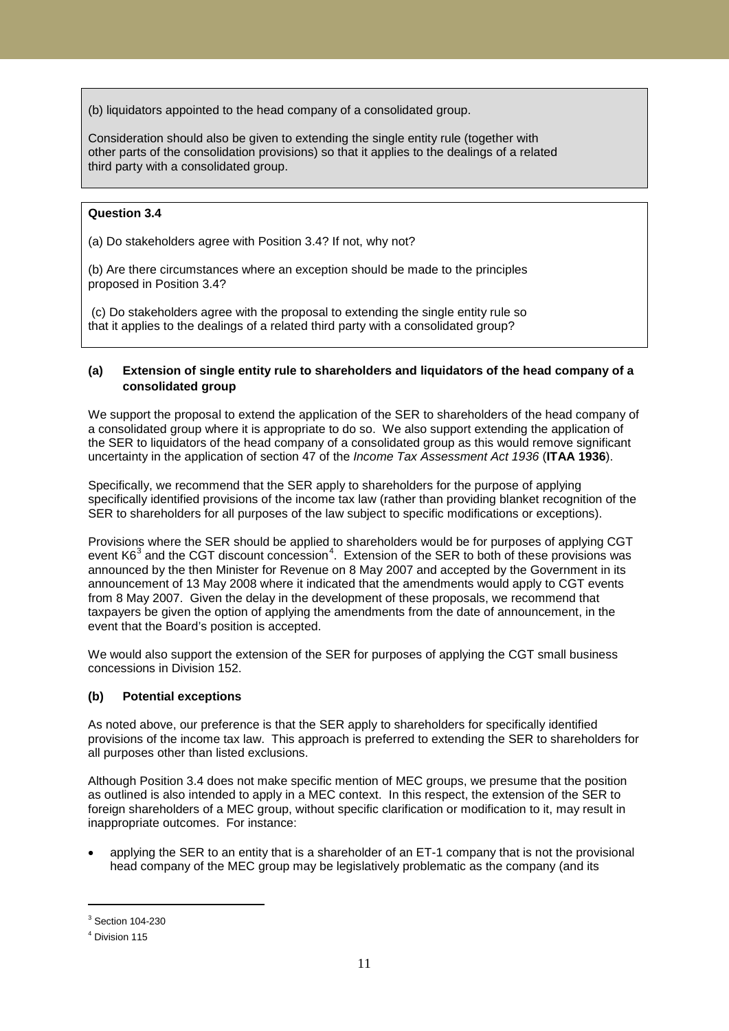(b) liquidators appointed to the head company of a consolidated group.

Consideration should also be given to extending the single entity rule (together with other parts of the consolidation provisions) so that it applies to the dealings of a related third party with a consolidated group.

**Question 3.4**

(a) Do stakeholders agree with Position 3.4? If not, why not?

(b) Are there circumstances where an exception should be made to the principles proposed in Position 3.4?

(c) Do stakeholders agree with the proposal to extending the single entity rule so that it applies to the dealings of a related third party with a consolidated group?

### (a) Extension of single entity rule to shareholders and liquidators of the head company of a consolidated group

We support the proposal to extend the application of the SER to shareholders of the head company of a consolidated group where it is appropriate to do so. We also support extending the application of the SER to liquidators of the head company of a consolidated group as this would remove significant uncertainty in the application of section 47 of the *Income Tax Assessment Act 1936* (**ITAA 1936**).

Specifically, we recommend that the SER apply to shareholders for the purpose of applying specifically identified provisions of the income tax law (rather than providing blanket recognition of the SER to shareholders for all purposes of the law subject to specific modifications or exceptions).

Provisions where the SER should be applied to shareholders would be for purposes of applying CGT event K6[3] and the CGT discount concession[4]. Extension of the SER to both of these provisions was announced by the then Minister for Revenue on 8 May 2007 and accepted by the Government in its announcement of 13 May 2008 where it indicated that the amendments would apply to CGT events from 8 May 2007. Given the delay in the development of these proposals, we recommend that taxpayers be given the option of applying the amendments from the date of announcement, in the event that the Board's position is accepted.

We would also support the extension of the SER for purposes of applying the CGT small business concessions in Division 152.

### (b) Potential exceptions

As noted above, our preference is that the SER apply to shareholders for specifically identified provisions of the income tax law. This approach is preferred to extending the SER to shareholders for all purposes other than listed exclusions.

Although Position 3.4 does not make specific mention of MEC groups, we presume that the position as outlined is also intended to apply in a MEC context. In this respect, the extension of the SER to foreign shareholders of a MEC group, without specific clarification or modification to it, may result in inappropriate outcomes. For instance:

- applying the SER to an entity that is a shareholder of an ET-1 company that is not the provisional head company of the MEC group may be legislatively problematic as the company (and its

---

[3] Section 104-230

[4] Division 115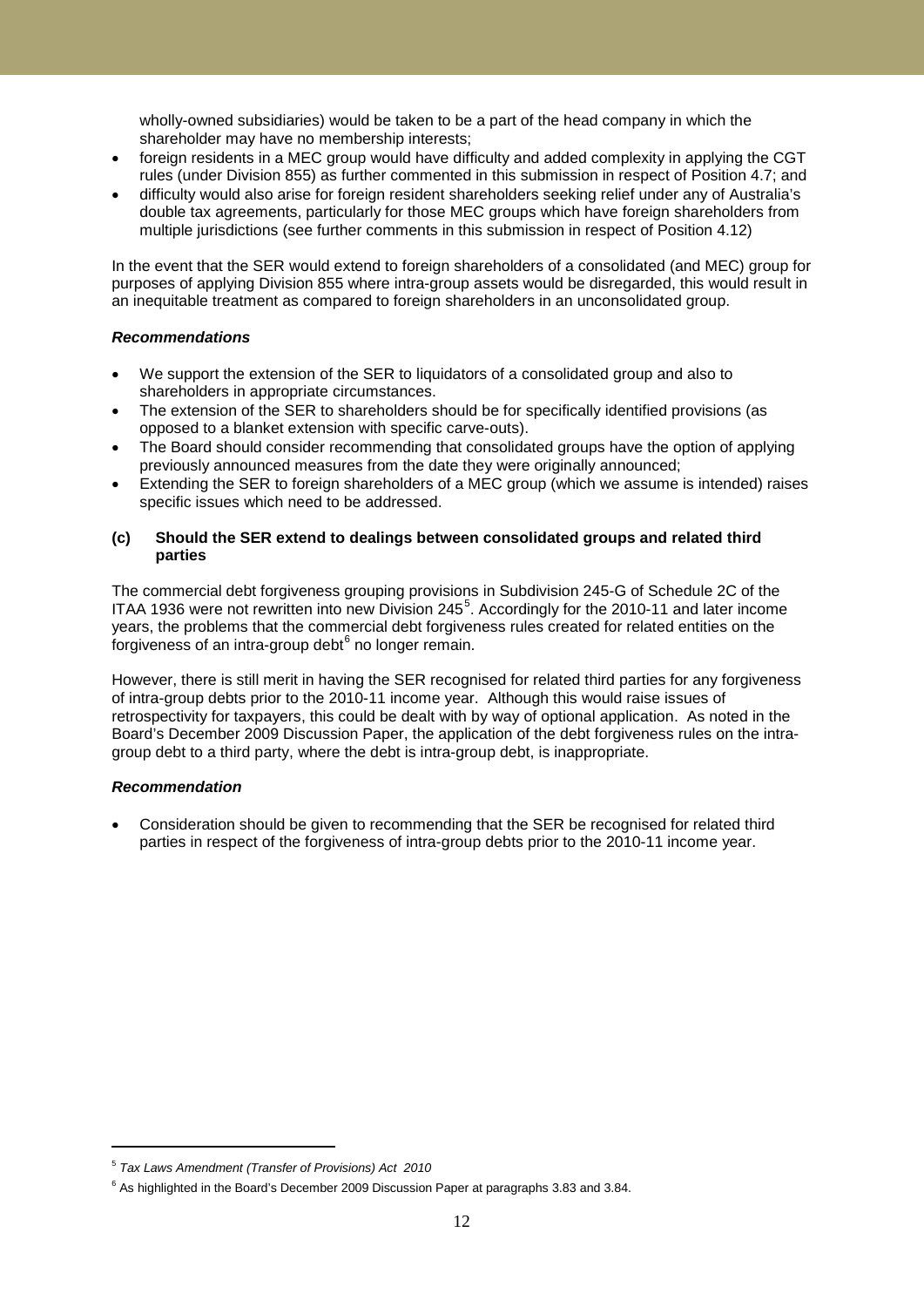wholly-owned subsidiaries) would be taken to be a part of the head company in which the shareholder may have no membership interests;

- foreign residents in a MEC group would have difficulty and added complexity in applying the CGT rules (under Division 855) as further commented in this submission in respect of Position 4.7; and
- difficulty would also arise for foreign resident shareholders seeking relief under any of Australia's double tax agreements, particularly for those MEC groups which have foreign shareholders from multiple jurisdictions (see further comments in this submission in respect of Position 4.12)

In the event that the SER would extend to foreign shareholders of a consolidated (and MEC) group for purposes of applying Division 855 where intra-group assets would be disregarded, this would result in an inequitable treatment as compared to foreign shareholders in an unconsolidated group.

***Recommendations***

- We support the extension of the SER to liquidators of a consolidated group and also to shareholders in appropriate circumstances.
- The extension of the SER to shareholders should be for specifically identified provisions (as opposed to a blanket extension with specific carve-outs).
- The Board should consider recommending that consolidated groups have the option of applying previously announced measures from the date they were originally announced;
- Extending the SER to foreign shareholders of a MEC group (which we assume is intended) raises specific issues which need to be addressed.

**(c) Should the SER extend to dealings between consolidated groups and related third parties**

The commercial debt forgiveness grouping provisions in Subdivision 245-G of Schedule 2C of the ITAA 1936 were not rewritten into new Division 245[5]. Accordingly for the 2010-11 and later income years, the problems that the commercial debt forgiveness rules created for related entities on the forgiveness of an intra-group debt[6] no longer remain.

However, there is still merit in having the SER recognised for related third parties for any forgiveness of intra-group debts prior to the 2010-11 income year. Although this would raise issues of retrospectivity for taxpayers, this could be dealt with by way of optional application. As noted in the Board's December 2009 Discussion Paper, the application of the debt forgiveness rules on the intra-group debt to a third party, where the debt is intra-group debt, is inappropriate.

***Recommendation***

- Consideration should be given to recommending that the SER be recognised for related third parties in respect of the forgiveness of intra-group debts prior to the 2010-11 income year.

[5] *Tax Laws Amendment (Transfer of Provisions) Act 2010*

[6] As highlighted in the Board's December 2009 Discussion Paper at paragraphs 3.83 and 3.84.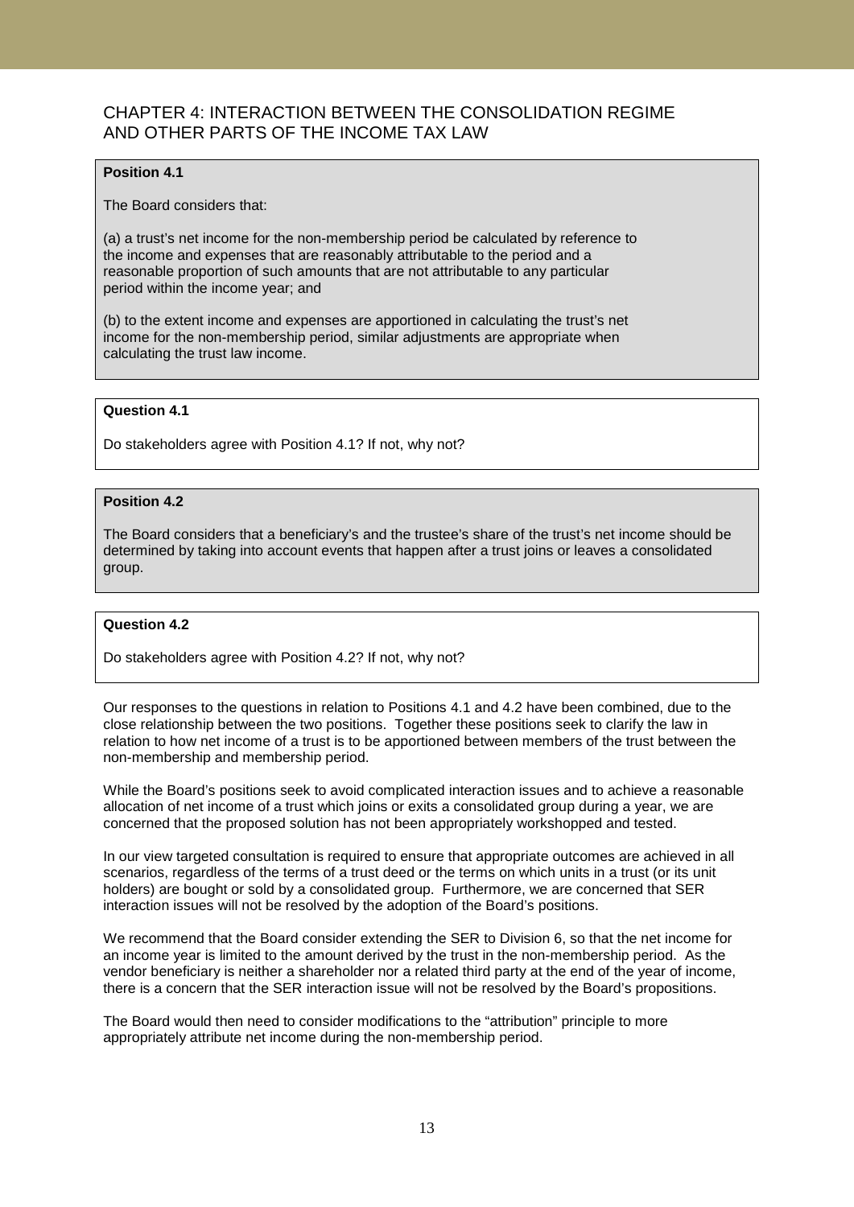## CHAPTER 4: INTERACTION BETWEEN THE CONSOLIDATION REGIME AND OTHER PARTS OF THE INCOME TAX LAW

**Position 4.1**

The Board considers that:

(a) a trust's net income for the non-membership period be calculated by reference to the income and expenses that are reasonably attributable to the period and a reasonable proportion of such amounts that are not attributable to any particular period within the income year; and

(b) to the extent income and expenses are apportioned in calculating the trust's net income for the non-membership period, similar adjustments are appropriate when calculating the trust law income.

**Question 4.1**

Do stakeholders agree with Position 4.1? If not, why not?

**Position 4.2**

The Board considers that a beneficiary's and the trustee's share of the trust's net income should be determined by taking into account events that happen after a trust joins or leaves a consolidated group.

**Question 4.2**

Do stakeholders agree with Position 4.2? If not, why not?

Our responses to the questions in relation to Positions 4.1 and 4.2 have been combined, due to the close relationship between the two positions. Together these positions seek to clarify the law in relation to how net income of a trust is to be apportioned between members of the trust between the non-membership and membership period.

While the Board's positions seek to avoid complicated interaction issues and to achieve a reasonable allocation of net income of a trust which joins or exits a consolidated group during a year, we are concerned that the proposed solution has not been appropriately workshopped and tested.

In our view targeted consultation is required to ensure that appropriate outcomes are achieved in all scenarios, regardless of the terms of a trust deed or the terms on which units in a trust (or its unit holders) are bought or sold by a consolidated group. Furthermore, we are concerned that SER interaction issues will not be resolved by the adoption of the Board's positions.

We recommend that the Board consider extending the SER to Division 6, so that the net income for an income year is limited to the amount derived by the trust in the non-membership period. As the vendor beneficiary is neither a shareholder nor a related third party at the end of the year of income, there is a concern that the SER interaction issue will not be resolved by the Board's propositions.

The Board would then need to consider modifications to the "attribution" principle to more appropriately attribute net income during the non-membership period.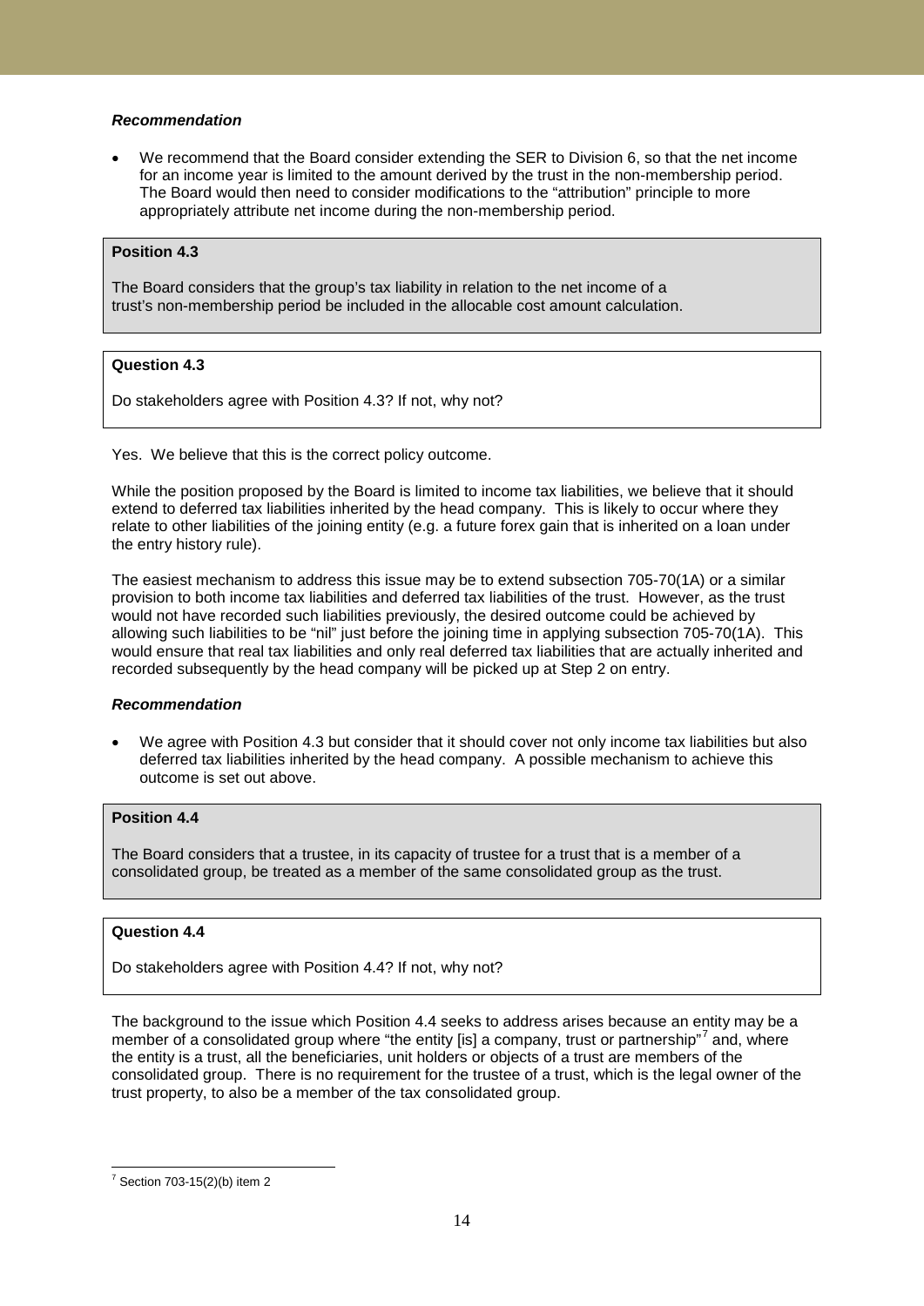***Recommendation***

- We recommend that the Board consider extending the SER to Division 6, so that the net income for an income year is limited to the amount derived by the trust in the non-membership period. The Board would then need to consider modifications to the "attribution" principle to more appropriately attribute net income during the non-membership period.

**Position 4.3**

The Board considers that the group's tax liability in relation to the net income of a trust's non-membership period be included in the allocable cost amount calculation.

**Question 4.3**

Do stakeholders agree with Position 4.3? If not, why not?

Yes. We believe that this is the correct policy outcome.

While the position proposed by the Board is limited to income tax liabilities, we believe that it should extend to deferred tax liabilities inherited by the head company. This is likely to occur where they relate to other liabilities of the joining entity (e.g. a future forex gain that is inherited on a loan under the entry history rule).

The easiest mechanism to address this issue may be to extend subsection 705-70(1A) or a similar provision to both income tax liabilities and deferred tax liabilities of the trust. However, as the trust would not have recorded such liabilities previously, the desired outcome could be achieved by allowing such liabilities to be "nil" just before the joining time in applying subsection 705-70(1A). This would ensure that real tax liabilities and only real deferred tax liabilities that are actually inherited and recorded subsequently by the head company will be picked up at Step 2 on entry.

***Recommendation***

- We agree with Position 4.3 but consider that it should cover not only income tax liabilities but also deferred tax liabilities inherited by the head company. A possible mechanism to achieve this outcome is set out above.

**Position 4.4**

The Board considers that a trustee, in its capacity of trustee for a trust that is a member of a consolidated group, be treated as a member of the same consolidated group as the trust.

**Question 4.4**

Do stakeholders agree with Position 4.4? If not, why not?

The background to the issue which Position 4.4 seeks to address arises because an entity may be a member of a consolidated group where "the entity [is] a company, trust or partnership"[7] and, where the entity is a trust, all the beneficiaries, unit holders or objects of a trust are members of the consolidated group. There is no requirement for the trustee of a trust, which is the legal owner of the trust property, to also be a member of the tax consolidated group.

---

[7] Section 703-15(2)(b) item 2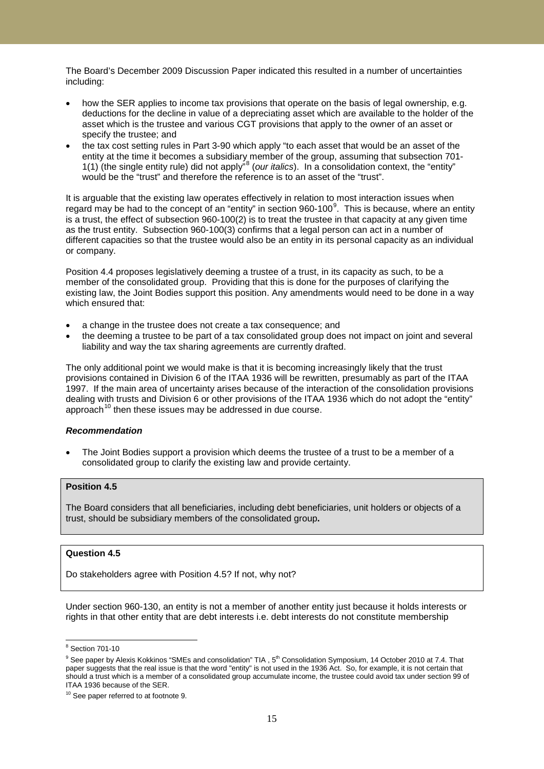The Board's December 2009 Discussion Paper indicated this resulted in a number of uncertainties including:

- how the SER applies to income tax provisions that operate on the basis of legal ownership, e.g. deductions for the decline in value of a depreciating asset which are available to the holder of the asset which is the trustee and various CGT provisions that apply to the owner of an asset or specify the trustee; and
- the tax cost setting rules in Part 3-90 which apply "to each asset that would be an asset of the entity at the time it becomes a subsidiary member of the group, assuming that subsection 701-1(1) (the single entity rule) did not apply"[8] (*our italics*). In a consolidation context, the "entity" would be the "trust" and therefore the reference is to an asset of the "trust".

It is arguable that the existing law operates effectively in relation to most interaction issues when regard may be had to the concept of an "entity" in section 960-100[9]. This is because, where an entity is a trust, the effect of subsection 960-100(2) is to treat the trustee in that capacity at any given time as the trust entity. Subsection 960-100(3) confirms that a legal person can act in a number of different capacities so that the trustee would also be an entity in its personal capacity as an individual or company.

Position 4.4 proposes legislatively deeming a trustee of a trust, in its capacity as such, to be a member of the consolidated group. Providing that this is done for the purposes of clarifying the existing law, the Joint Bodies support this position. Any amendments would need to be done in a way which ensured that:

- a change in the trustee does not create a tax consequence; and
- the deeming a trustee to be part of a tax consolidated group does not impact on joint and several liability and way the tax sharing agreements are currently drafted.

The only additional point we would make is that it is becoming increasingly likely that the trust provisions contained in Division 6 of the ITAA 1936 will be rewritten, presumably as part of the ITAA 1997. If the main area of uncertainty arises because of the interaction of the consolidation provisions dealing with trusts and Division 6 or other provisions of the ITAA 1936 which do not adopt the "entity" approach[10] then these issues may be addressed in due course.

***Recommendation***

- The Joint Bodies support a provision which deems the trustee of a trust to be a member of a consolidated group to clarify the existing law and provide certainty.

**Position 4.5**

The Board considers that all beneficiaries, including debt beneficiaries, unit holders or objects of a trust, should be subsidiary members of the consolidated group**.**

**Question 4.5**

Do stakeholders agree with Position 4.5? If not, why not?

Under section 960-130, an entity is not a member of another entity just because it holds interests or rights in that other entity that are debt interests i.e. debt interests do not constitute membership

---

[8] Section 701-10

[9] See paper by Alexis Kokkinos "SMEs and consolidation" TIA , 5th Consolidation Symposium, 14 October 2010 at 7.4. That paper suggests that the real issue is that the word "entity" is not used in the 1936 Act. So, for example, it is not certain that should a trust which is a member of a consolidated group accumulate income, the trustee could avoid tax under section 99 of ITAA 1936 because of the SER.

[10] See paper referred to at footnote 9.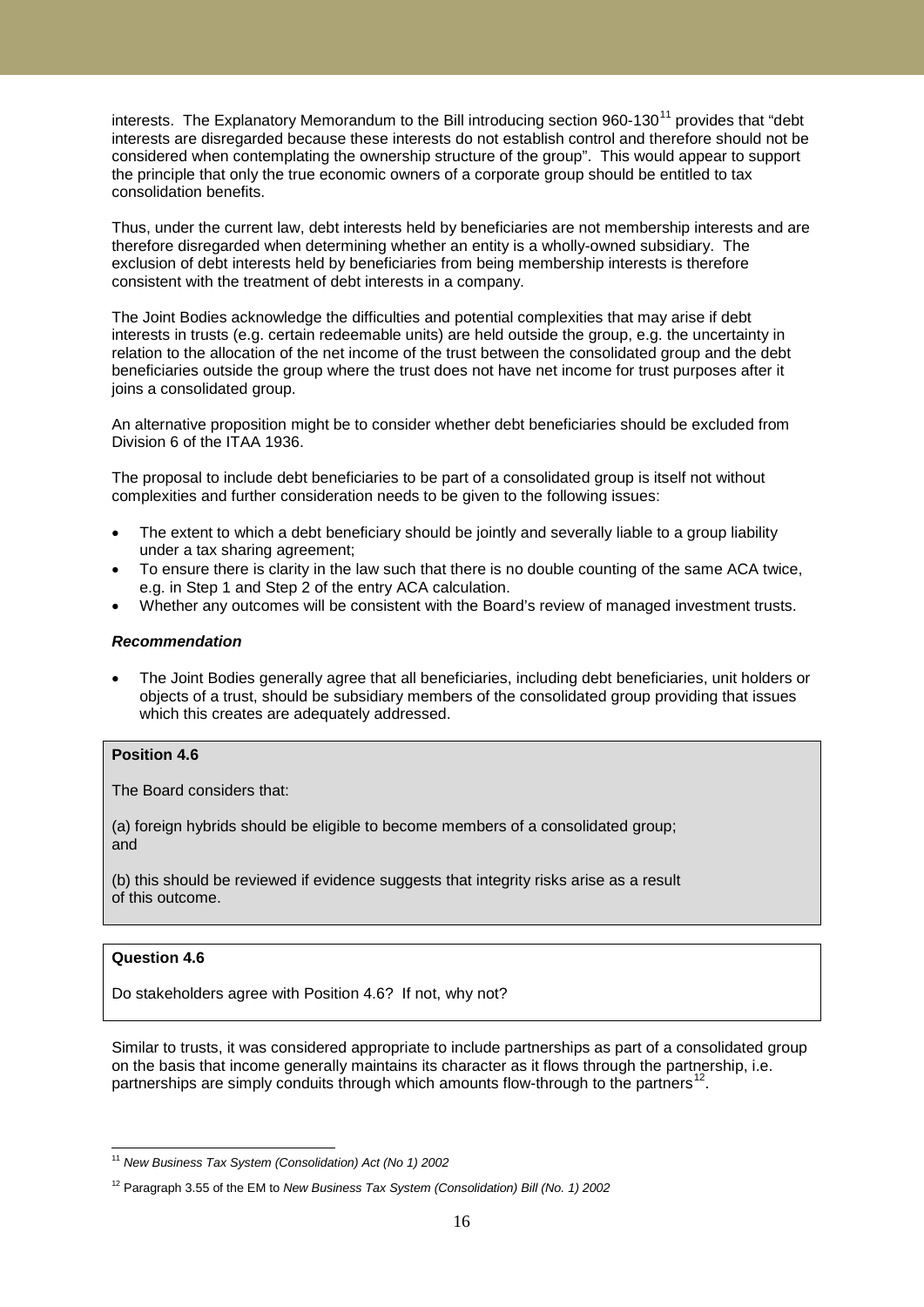interests. The Explanatory Memorandum to the Bill introducing section 960-130[11] provides that "debt interests are disregarded because these interests do not establish control and therefore should not be considered when contemplating the ownership structure of the group". This would appear to support the principle that only the true economic owners of a corporate group should be entitled to tax consolidation benefits.

Thus, under the current law, debt interests held by beneficiaries are not membership interests and are therefore disregarded when determining whether an entity is a wholly-owned subsidiary. The exclusion of debt interests held by beneficiaries from being membership interests is therefore consistent with the treatment of debt interests in a company.

The Joint Bodies acknowledge the difficulties and potential complexities that may arise if debt interests in trusts (e.g. certain redeemable units) are held outside the group, e.g. the uncertainty in relation to the allocation of the net income of the trust between the consolidated group and the debt beneficiaries outside the group where the trust does not have net income for trust purposes after it joins a consolidated group.

An alternative proposition might be to consider whether debt beneficiaries should be excluded from Division 6 of the ITAA 1936.

The proposal to include debt beneficiaries to be part of a consolidated group is itself not without complexities and further consideration needs to be given to the following issues:

- The extent to which a debt beneficiary should be jointly and severally liable to a group liability under a tax sharing agreement;
- To ensure there is clarity in the law such that there is no double counting of the same ACA twice, e.g. in Step 1 and Step 2 of the entry ACA calculation.
- Whether any outcomes will be consistent with the Board's review of managed investment trusts.

***Recommendation***

- The Joint Bodies generally agree that all beneficiaries, including debt beneficiaries, unit holders or objects of a trust, should be subsidiary members of the consolidated group providing that issues which this creates are adequately addressed.

**Position 4.6**

The Board considers that:

(a) foreign hybrids should be eligible to become members of a consolidated group; and

(b) this should be reviewed if evidence suggests that integrity risks arise as a result of this outcome.

**Question 4.6**

Do stakeholders agree with Position 4.6? If not, why not?

Similar to trusts, it was considered appropriate to include partnerships as part of a consolidated group on the basis that income generally maintains its character as it flows through the partnership, i.e. partnerships are simply conduits through which amounts flow-through to the partners[12].

---

[11] *New Business Tax System (Consolidation) Act (No 1) 2002*

[12] Paragraph 3.55 of the EM to *New Business Tax System (Consolidation) Bill (No. 1) 2002*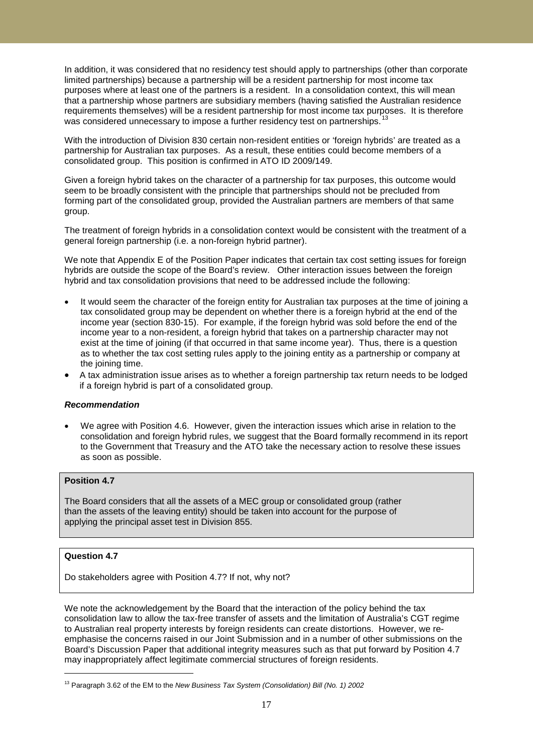In addition, it was considered that no residency test should apply to partnerships (other than corporate limited partnerships) because a partnership will be a resident partnership for most income tax purposes where at least one of the partners is a resident. In a consolidation context, this will mean that a partnership whose partners are subsidiary members (having satisfied the Australian residence requirements themselves) will be a resident partnership for most income tax purposes. It is therefore was considered unnecessary to impose a further residency test on partnerships.[13]

With the introduction of Division 830 certain non-resident entities or 'foreign hybrids' are treated as a partnership for Australian tax purposes. As a result, these entities could become members of a consolidated group. This position is confirmed in ATO ID 2009/149.

Given a foreign hybrid takes on the character of a partnership for tax purposes, this outcome would seem to be broadly consistent with the principle that partnerships should not be precluded from forming part of the consolidated group, provided the Australian partners are members of that same group.

The treatment of foreign hybrids in a consolidation context would be consistent with the treatment of a general foreign partnership (i.e. a non-foreign hybrid partner).

We note that Appendix E of the Position Paper indicates that certain tax cost setting issues for foreign hybrids are outside the scope of the Board's review. Other interaction issues between the foreign hybrid and tax consolidation provisions that need to be addressed include the following:

- It would seem the character of the foreign entity for Australian tax purposes at the time of joining a tax consolidated group may be dependent on whether there is a foreign hybrid at the end of the income year (section 830-15). For example, if the foreign hybrid was sold before the end of the income year to a non-resident, a foreign hybrid that takes on a partnership character may not exist at the time of joining (if that occurred in that same income year). Thus, there is a question as to whether the tax cost setting rules apply to the joining entity as a partnership or company at the joining time.
- A tax administration issue arises as to whether a foreign partnership tax return needs to be lodged if a foreign hybrid is part of a consolidated group.

***Recommendation***

- We agree with Position 4.6. However, given the interaction issues which arise in relation to the consolidation and foreign hybrid rules, we suggest that the Board formally recommend in its report to the Government that Treasury and the ATO take the necessary action to resolve these issues as soon as possible.

**Position 4.7**

The Board considers that all the assets of a MEC group or consolidated group (rather than the assets of the leaving entity) should be taken into account for the purpose of applying the principal asset test in Division 855.

**Question 4.7**

Do stakeholders agree with Position 4.7? If not, why not?

We note the acknowledgement by the Board that the interaction of the policy behind the tax consolidation law to allow the tax-free transfer of assets and the limitation of Australia's CGT regime to Australian real property interests by foreign residents can create distortions. However, we re-emphasise the concerns raised in our Joint Submission and in a number of other submissions on the Board's Discussion Paper that additional integrity measures such as that put forward by Position 4.7 may inappropriately affect legitimate commercial structures of foreign residents.

[13] Paragraph 3.62 of the EM to the *New Business Tax System (Consolidation) Bill (No. 1) 2002*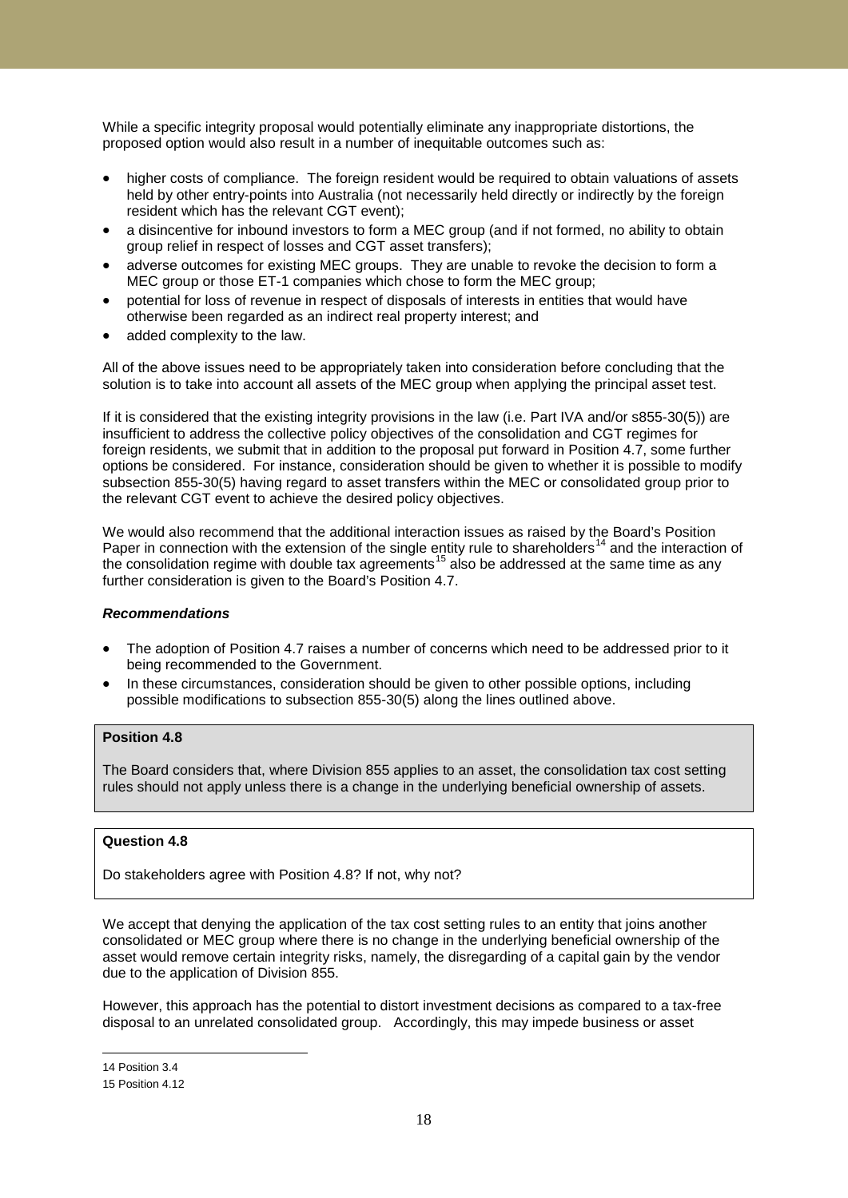While a specific integrity proposal would potentially eliminate any inappropriate distortions, the proposed option would also result in a number of inequitable outcomes such as:

- higher costs of compliance. The foreign resident would be required to obtain valuations of assets held by other entry-points into Australia (not necessarily held directly or indirectly by the foreign resident which has the relevant CGT event);
- a disincentive for inbound investors to form a MEC group (and if not formed, no ability to obtain group relief in respect of losses and CGT asset transfers);
- adverse outcomes for existing MEC groups. They are unable to revoke the decision to form a MEC group or those ET-1 companies which chose to form the MEC group;
- potential for loss of revenue in respect of disposals of interests in entities that would have otherwise been regarded as an indirect real property interest; and
- added complexity to the law.

All of the above issues need to be appropriately taken into consideration before concluding that the solution is to take into account all assets of the MEC group when applying the principal asset test.

If it is considered that the existing integrity provisions in the law (i.e. Part IVA and/or s855-30(5)) are insufficient to address the collective policy objectives of the consolidation and CGT regimes for foreign residents, we submit that in addition to the proposal put forward in Position 4.7, some further options be considered. For instance, consideration should be given to whether it is possible to modify subsection 855-30(5) having regard to asset transfers within the MEC or consolidated group prior to the relevant CGT event to achieve the desired policy objectives.

We would also recommend that the additional interaction issues as raised by the Board's Position Paper in connection with the extension of the single entity rule to shareholders[14] and the interaction of the consolidation regime with double tax agreements[15] also be addressed at the same time as any further consideration is given to the Board's Position 4.7.

***Recommendations***

- The adoption of Position 4.7 raises a number of concerns which need to be addressed prior to it being recommended to the Government.
- In these circumstances, consideration should be given to other possible options, including possible modifications to subsection 855-30(5) along the lines outlined above.

**Position 4.8**

The Board considers that, where Division 855 applies to an asset, the consolidation tax cost setting rules should not apply unless there is a change in the underlying beneficial ownership of assets.

**Question 4.8**

Do stakeholders agree with Position 4.8? If not, why not?

We accept that denying the application of the tax cost setting rules to an entity that joins another consolidated or MEC group where there is no change in the underlying beneficial ownership of the asset would remove certain integrity risks, namely, the disregarding of a capital gain by the vendor due to the application of Division 855.

However, this approach has the potential to distort investment decisions as compared to a tax-free disposal to an unrelated consolidated group. Accordingly, this may impede business or asset

---

14 Position 3.4

15 Position 4.12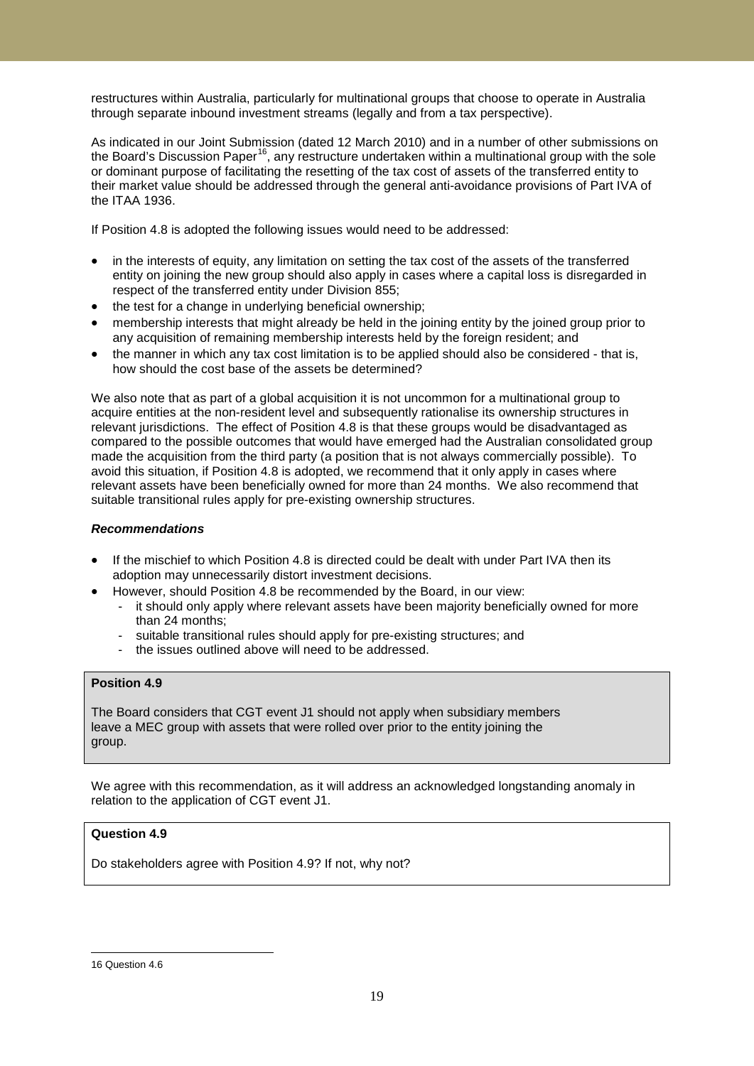restructures within Australia, particularly for multinational groups that choose to operate in Australia through separate inbound investment streams (legally and from a tax perspective).

As indicated in our Joint Submission (dated 12 March 2010) and in a number of other submissions on the Board's Discussion Paper[16], any restructure undertaken within a multinational group with the sole or dominant purpose of facilitating the resetting of the tax cost of assets of the transferred entity to their market value should be addressed through the general anti-avoidance provisions of Part IVA of the ITAA 1936.

If Position 4.8 is adopted the following issues would need to be addressed:

- in the interests of equity, any limitation on setting the tax cost of the assets of the transferred entity on joining the new group should also apply in cases where a capital loss is disregarded in respect of the transferred entity under Division 855;
- the test for a change in underlying beneficial ownership;
- membership interests that might already be held in the joining entity by the joined group prior to any acquisition of remaining membership interests held by the foreign resident; and
- the manner in which any tax cost limitation is to be applied should also be considered - that is, how should the cost base of the assets be determined?

We also note that as part of a global acquisition it is not uncommon for a multinational group to acquire entities at the non-resident level and subsequently rationalise its ownership structures in relevant jurisdictions. The effect of Position 4.8 is that these groups would be disadvantaged as compared to the possible outcomes that would have emerged had the Australian consolidated group made the acquisition from the third party (a position that is not always commercially possible). To avoid this situation, if Position 4.8 is adopted, we recommend that it only apply in cases where relevant assets have been beneficially owned for more than 24 months. We also recommend that suitable transitional rules apply for pre-existing ownership structures.

***Recommendations***

- If the mischief to which Position 4.8 is directed could be dealt with under Part IVA then its adoption may unnecessarily distort investment decisions.
- However, should Position 4.8 be recommended by the Board, in our view:
  - it should only apply where relevant assets have been majority beneficially owned for more than 24 months;
  - suitable transitional rules should apply for pre-existing structures; and
  - the issues outlined above will need to be addressed.

**Position 4.9**

The Board considers that CGT event J1 should not apply when subsidiary members leave a MEC group with assets that were rolled over prior to the entity joining the group.

We agree with this recommendation, as it will address an acknowledged longstanding anomaly in relation to the application of CGT event J1.

**Question 4.9**

Do stakeholders agree with Position 4.9? If not, why not?

16 Question 4.6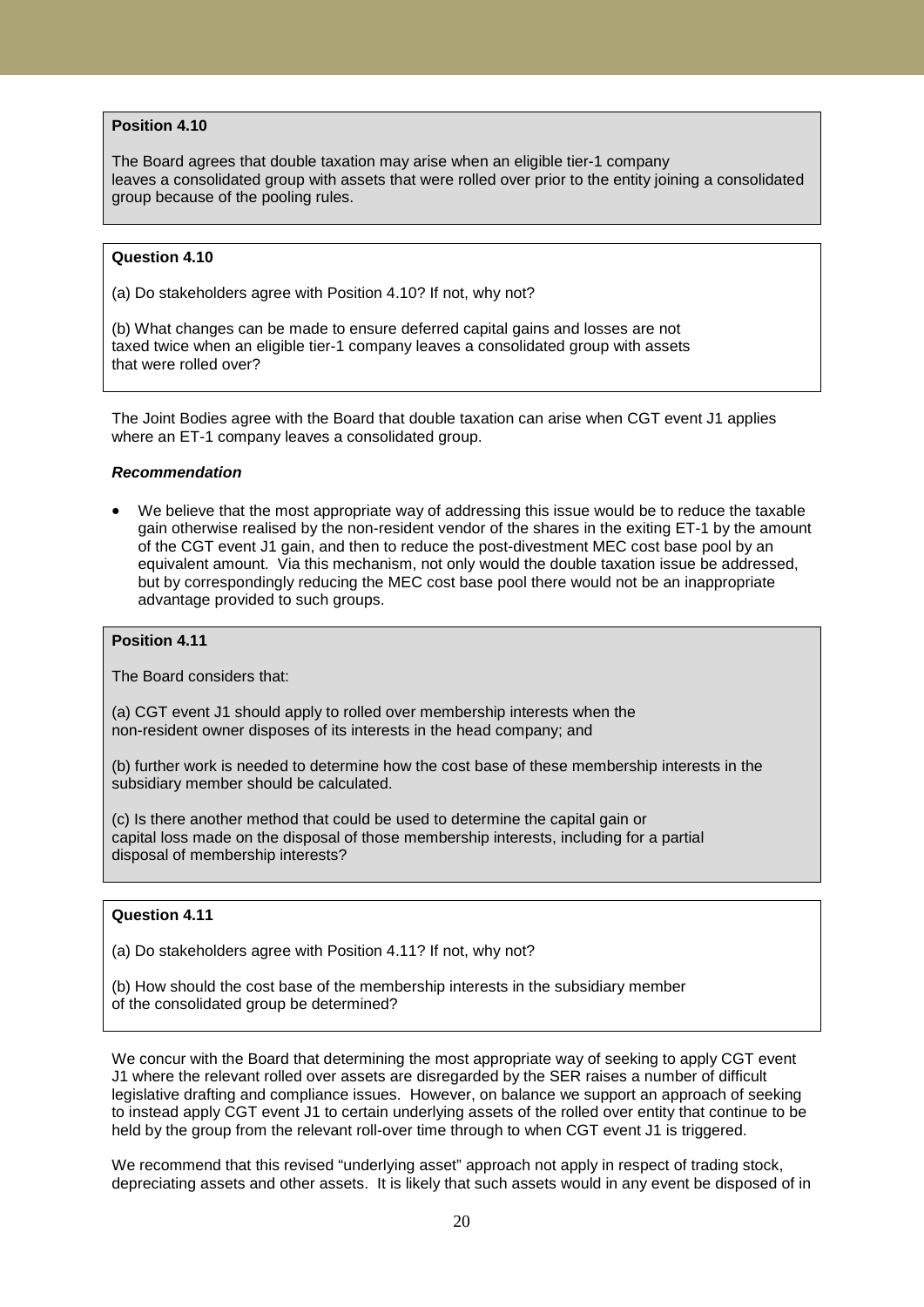**Position 4.10**

The Board agrees that double taxation may arise when an eligible tier-1 company leaves a consolidated group with assets that were rolled over prior to the entity joining a consolidated group because of the pooling rules.

**Question 4.10**

(a) Do stakeholders agree with Position 4.10? If not, why not?

(b) What changes can be made to ensure deferred capital gains and losses are not taxed twice when an eligible tier-1 company leaves a consolidated group with assets that were rolled over?

The Joint Bodies agree with the Board that double taxation can arise when CGT event J1 applies where an ET-1 company leaves a consolidated group.

***Recommendation***

- We believe that the most appropriate way of addressing this issue would be to reduce the taxable gain otherwise realised by the non-resident vendor of the shares in the exiting ET-1 by the amount of the CGT event J1 gain, and then to reduce the post-divestment MEC cost base pool by an equivalent amount. Via this mechanism, not only would the double taxation issue be addressed, but by correspondingly reducing the MEC cost base pool there would not be an inappropriate advantage provided to such groups.

**Position 4.11**

The Board considers that:

(a) CGT event J1 should apply to rolled over membership interests when the non-resident owner disposes of its interests in the head company; and

(b) further work is needed to determine how the cost base of these membership interests in the subsidiary member should be calculated.

(c) Is there another method that could be used to determine the capital gain or capital loss made on the disposal of those membership interests, including for a partial disposal of membership interests?

**Question 4.11**

(a) Do stakeholders agree with Position 4.11? If not, why not?

(b) How should the cost base of the membership interests in the subsidiary member of the consolidated group be determined?

We concur with the Board that determining the most appropriate way of seeking to apply CGT event J1 where the relevant rolled over assets are disregarded by the SER raises a number of difficult legislative drafting and compliance issues. However, on balance we support an approach of seeking to instead apply CGT event J1 to certain underlying assets of the rolled over entity that continue to be held by the group from the relevant roll-over time through to when CGT event J1 is triggered.

We recommend that this revised "underlying asset" approach not apply in respect of trading stock, depreciating assets and other assets. It is likely that such assets would in any event be disposed of in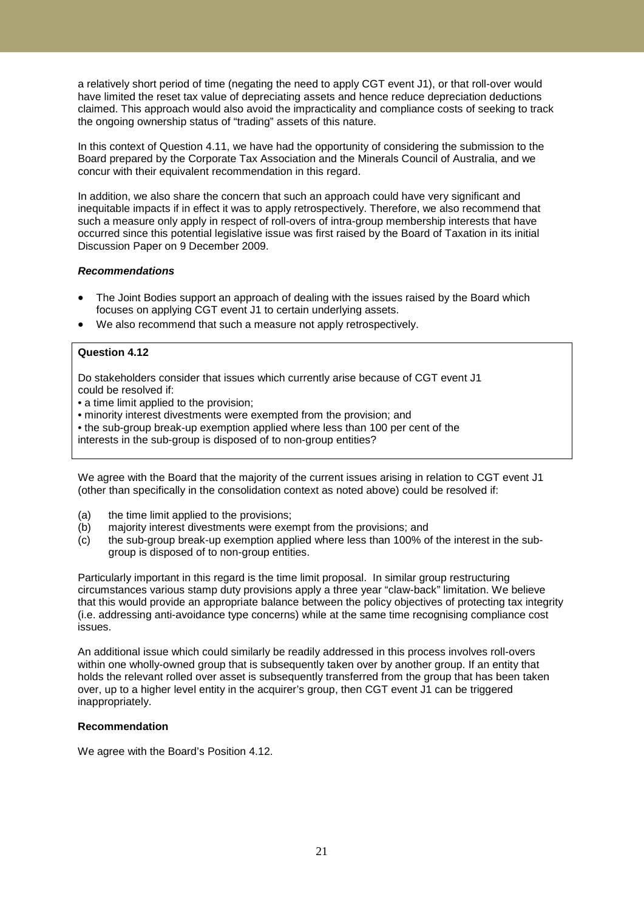a relatively short period of time (negating the need to apply CGT event J1), or that roll-over would have limited the reset tax value of depreciating assets and hence reduce depreciation deductions claimed. This approach would also avoid the impracticality and compliance costs of seeking to track the ongoing ownership status of "trading" assets of this nature.

In this context of Question 4.11, we have had the opportunity of considering the submission to the Board prepared by the Corporate Tax Association and the Minerals Council of Australia, and we concur with their equivalent recommendation in this regard.

In addition, we also share the concern that such an approach could have very significant and inequitable impacts if in effect it was to apply retrospectively. Therefore, we also recommend that such a measure only apply in respect of roll-overs of intra-group membership interests that have occurred since this potential legislative issue was first raised by the Board of Taxation in its initial Discussion Paper on 9 December 2009.

***Recommendations***

- The Joint Bodies support an approach of dealing with the issues raised by the Board which focuses on applying CGT event J1 to certain underlying assets.
- We also recommend that such a measure not apply retrospectively.

> **Question 4.12**
>
> Do stakeholders consider that issues which currently arise because of CGT event J1 could be resolved if:
>
> • a time limit applied to the provision;
> • minority interest divestments were exempted from the provision; and
> • the sub-group break-up exemption applied where less than 100 per cent of the interests in the sub-group is disposed of to non-group entities?

We agree with the Board that the majority of the current issues arising in relation to CGT event J1 (other than specifically in the consolidation context as noted above) could be resolved if:

(a) the time limit applied to the provisions;
(b) majority interest divestments were exempt from the provisions; and
(c) the sub-group break-up exemption applied where less than 100% of the interest in the sub-group is disposed of to non-group entities.

Particularly important in this regard is the time limit proposal. In similar group restructuring circumstances various stamp duty provisions apply a three year "claw-back" limitation. We believe that this would provide an appropriate balance between the policy objectives of protecting tax integrity (i.e. addressing anti-avoidance type concerns) while at the same time recognising compliance cost issues.

An additional issue which could similarly be readily addressed in this process involves roll-overs within one wholly-owned group that is subsequently taken over by another group. If an entity that holds the relevant rolled over asset is subsequently transferred from the group that has been taken over, up to a higher level entity in the acquirer's group, then CGT event J1 can be triggered inappropriately.

**Recommendation**

We agree with the Board's Position 4.12.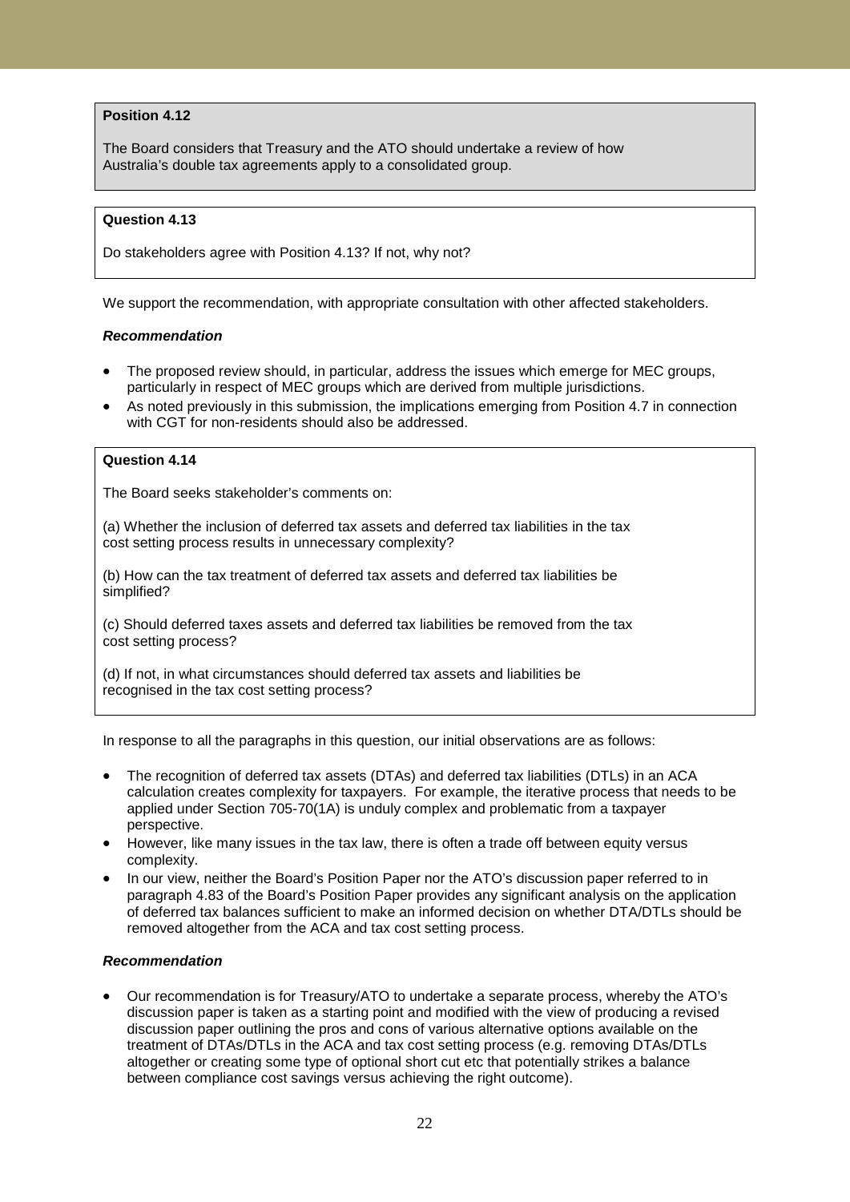**Position 4.12**

The Board considers that Treasury and the ATO should undertake a review of how Australia's double tax agreements apply to a consolidated group.

**Question 4.13**

Do stakeholders agree with Position 4.13? If not, why not?

We support the recommendation, with appropriate consultation with other affected stakeholders.

***Recommendation***

- The proposed review should, in particular, address the issues which emerge for MEC groups, particularly in respect of MEC groups which are derived from multiple jurisdictions.
- As noted previously in this submission, the implications emerging from Position 4.7 in connection with CGT for non-residents should also be addressed.

**Question 4.14**

The Board seeks stakeholder's comments on:

(a) Whether the inclusion of deferred tax assets and deferred tax liabilities in the tax cost setting process results in unnecessary complexity?

(b) How can the tax treatment of deferred tax assets and deferred tax liabilities be simplified?

(c) Should deferred taxes assets and deferred tax liabilities be removed from the tax cost setting process?

(d) If not, in what circumstances should deferred tax assets and liabilities be recognised in the tax cost setting process?

In response to all the paragraphs in this question, our initial observations are as follows:

- The recognition of deferred tax assets (DTAs) and deferred tax liabilities (DTLs) in an ACA calculation creates complexity for taxpayers. For example, the iterative process that needs to be applied under Section 705-70(1A) is unduly complex and problematic from a taxpayer perspective.
- However, like many issues in the tax law, there is often a trade off between equity versus complexity.
- In our view, neither the Board's Position Paper nor the ATO's discussion paper referred to in paragraph 4.83 of the Board's Position Paper provides any significant analysis on the application of deferred tax balances sufficient to make an informed decision on whether DTA/DTLs should be removed altogether from the ACA and tax cost setting process.

***Recommendation***

- Our recommendation is for Treasury/ATO to undertake a separate process, whereby the ATO's discussion paper is taken as a starting point and modified with the view of producing a revised discussion paper outlining the pros and cons of various alternative options available on the treatment of DTAs/DTLs in the ACA and tax cost setting process (e.g. removing DTAs/DTLs altogether or creating some type of optional short cut etc that potentially strikes a balance between compliance cost savings versus achieving the right outcome).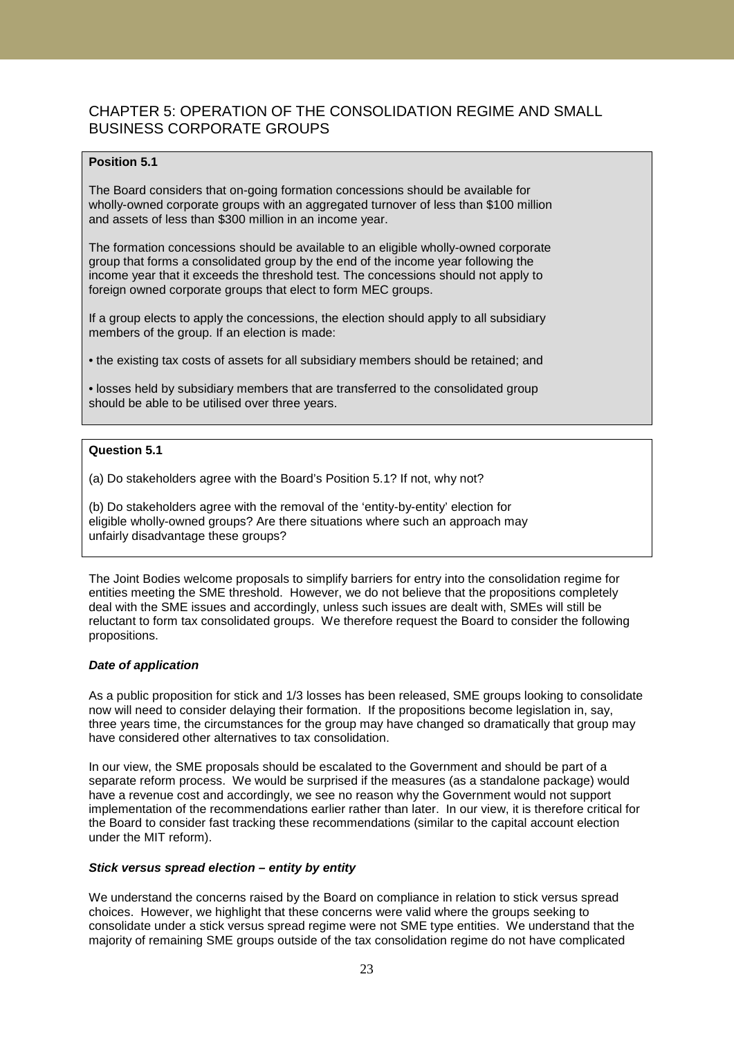## CHAPTER 5: OPERATION OF THE CONSOLIDATION REGIME AND SMALL BUSINESS CORPORATE GROUPS

> **Position 5.1**
>
> The Board considers that on-going formation concessions should be available for wholly-owned corporate groups with an aggregated turnover of less than $100 million and assets of less than $300 million in an income year.
>
> The formation concessions should be available to an eligible wholly-owned corporate group that forms a consolidated group by the end of the income year following the income year that it exceeds the threshold test. The concessions should not apply to foreign owned corporate groups that elect to form MEC groups.
>
> If a group elects to apply the concessions, the election should apply to all subsidiary members of the group. If an election is made:
>
> - the existing tax costs of assets for all subsidiary members should be retained; and
> - losses held by subsidiary members that are transferred to the consolidated group should be able to be utilised over three years.

> **Question 5.1**
>
> (a) Do stakeholders agree with the Board's Position 5.1? If not, why not?
>
> (b) Do stakeholders agree with the removal of the 'entity-by-entity' election for eligible wholly-owned groups? Are there situations where such an approach may unfairly disadvantage these groups?

The Joint Bodies welcome proposals to simplify barriers for entry into the consolidation regime for entities meeting the SME threshold. However, we do not believe that the propositions completely deal with the SME issues and accordingly, unless such issues are dealt with, SMEs will still be reluctant to form tax consolidated groups. We therefore request the Board to consider the following propositions.

***Date of application***

As a public proposition for stick and 1/3 losses has been released, SME groups looking to consolidate now will need to consider delaying their formation. If the propositions become legislation in, say, three years time, the circumstances for the group may have changed so dramatically that group may have considered other alternatives to tax consolidation.

In our view, the SME proposals should be escalated to the Government and should be part of a separate reform process. We would be surprised if the measures (as a standalone package) would have a revenue cost and accordingly, we see no reason why the Government would not support implementation of the recommendations earlier rather than later. In our view, it is therefore critical for the Board to consider fast tracking these recommendations (similar to the capital account election under the MIT reform).

***Stick versus spread election – entity by entity***

We understand the concerns raised by the Board on compliance in relation to stick versus spread choices. However, we highlight that these concerns were valid where the groups seeking to consolidate under a stick versus spread regime were not SME type entities. We understand that the majority of remaining SME groups outside of the tax consolidation regime do not have complicated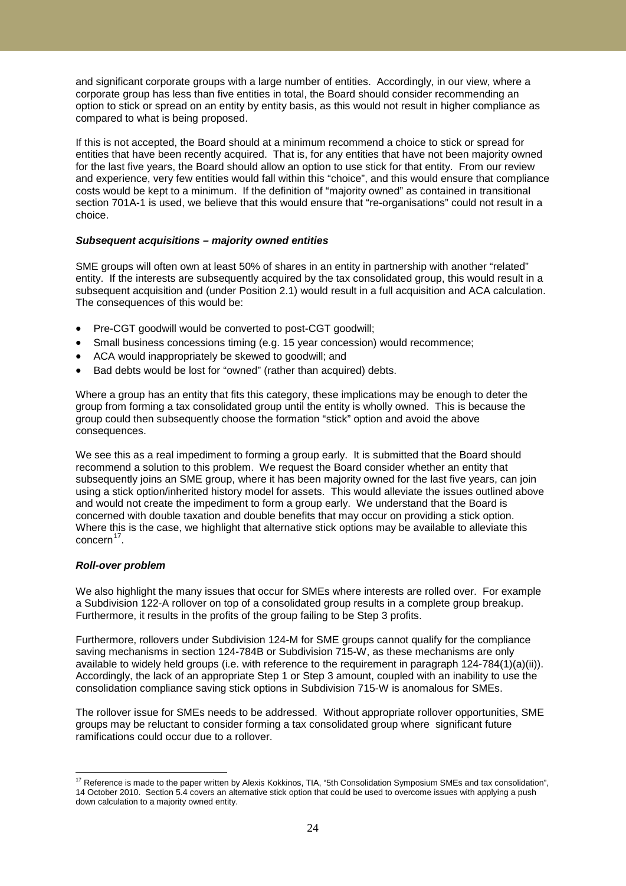and significant corporate groups with a large number of entities. Accordingly, in our view, where a corporate group has less than five entities in total, the Board should consider recommending an option to stick or spread on an entity by entity basis, as this would not result in higher compliance as compared to what is being proposed.

If this is not accepted, the Board should at a minimum recommend a choice to stick or spread for entities that have been recently acquired. That is, for any entities that have not been majority owned for the last five years, the Board should allow an option to use stick for that entity. From our review and experience, very few entities would fall within this "choice", and this would ensure that compliance costs would be kept to a minimum. If the definition of "majority owned" as contained in transitional section 701A-1 is used, we believe that this would ensure that "re-organisations" could not result in a choice.

***Subsequent acquisitions – majority owned entities***

SME groups will often own at least 50% of shares in an entity in partnership with another "related" entity. If the interests are subsequently acquired by the tax consolidated group, this would result in a subsequent acquisition and (under Position 2.1) would result in a full acquisition and ACA calculation. The consequences of this would be:

- Pre-CGT goodwill would be converted to post-CGT goodwill;
- Small business concessions timing (e.g. 15 year concession) would recommence;
- ACA would inappropriately be skewed to goodwill; and
- Bad debts would be lost for "owned" (rather than acquired) debts.

Where a group has an entity that fits this category, these implications may be enough to deter the group from forming a tax consolidated group until the entity is wholly owned. This is because the group could then subsequently choose the formation "stick" option and avoid the above consequences.

We see this as a real impediment to forming a group early. It is submitted that the Board should recommend a solution to this problem. We request the Board consider whether an entity that subsequently joins an SME group, where it has been majority owned for the last five years, can join using a stick option/inherited history model for assets. This would alleviate the issues outlined above and would not create the impediment to form a group early. We understand that the Board is concerned with double taxation and double benefits that may occur on providing a stick option. Where this is the case, we highlight that alternative stick options may be available to alleviate this concern[17].

***Roll-over problem***

We also highlight the many issues that occur for SMEs where interests are rolled over. For example a Subdivision 122-A rollover on top of a consolidated group results in a complete group breakup. Furthermore, it results in the profits of the group failing to be Step 3 profits.

Furthermore, rollovers under Subdivision 124-M for SME groups cannot qualify for the compliance saving mechanisms in section 124-784B or Subdivision 715-W, as these mechanisms are only available to widely held groups (i.e. with reference to the requirement in paragraph 124-784(1)(a)(ii)). Accordingly, the lack of an appropriate Step 1 or Step 3 amount, coupled with an inability to use the consolidation compliance saving stick options in Subdivision 715-W is anomalous for SMEs.

The rollover issue for SMEs needs to be addressed. Without appropriate rollover opportunities, SME groups may be reluctant to consider forming a tax consolidated group where significant future ramifications could occur due to a rollover.

---

[17] Reference is made to the paper written by Alexis Kokkinos, TIA, "5th Consolidation Symposium SMEs and tax consolidation", 14 October 2010. Section 5.4 covers an alternative stick option that could be used to overcome issues with applying a push down calculation to a majority owned entity.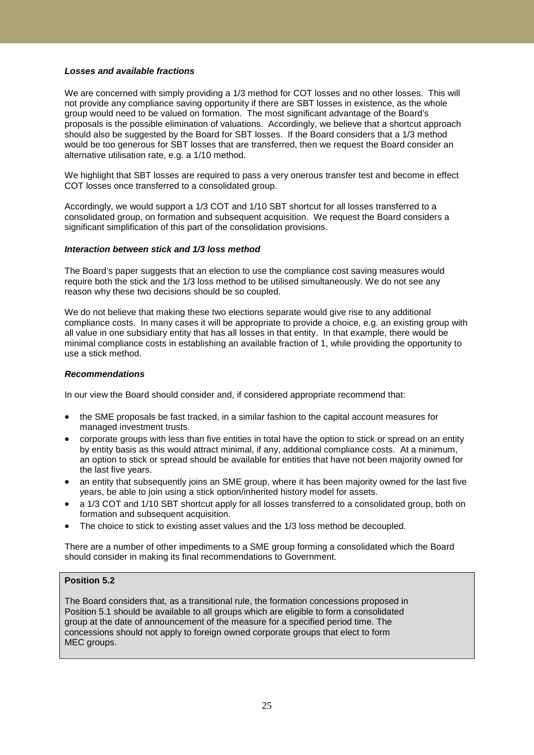***Losses and available fractions***

We are concerned with simply providing a 1/3 method for COT losses and no other losses. This will not provide any compliance saving opportunity if there are SBT losses in existence, as the whole group would need to be valued on formation. The most significant advantage of the Board's proposals is the possible elimination of valuations. Accordingly, we believe that a shortcut approach should also be suggested by the Board for SBT losses. If the Board considers that a 1/3 method would be too generous for SBT losses that are transferred, then we request the Board consider an alternative utilisation rate, e.g. a 1/10 method.

We highlight that SBT losses are required to pass a very onerous transfer test and become in effect COT losses once transferred to a consolidated group.

Accordingly, we would support a 1/3 COT and 1/10 SBT shortcut for all losses transferred to a consolidated group, on formation and subsequent acquisition. We request the Board considers a significant simplification of this part of the consolidation provisions.

***Interaction between stick and 1/3 loss method***

The Board's paper suggests that an election to use the compliance cost saving measures would require both the stick and the 1/3 loss method to be utilised simultaneously. We do not see any reason why these two decisions should be so coupled.

We do not believe that making these two elections separate would give rise to any additional compliance costs. In many cases it will be appropriate to provide a choice, e.g. an existing group with all value in one subsidiary entity that has all losses in that entity. In that example, there would be minimal compliance costs in establishing an available fraction of 1, while providing the opportunity to use a stick method.

***Recommendations***

In our view the Board should consider and, if considered appropriate recommend that:

- the SME proposals be fast tracked, in a similar fashion to the capital account measures for managed investment trusts.
- corporate groups with less than five entities in total have the option to stick or spread on an entity by entity basis as this would attract minimal, if any, additional compliance costs. At a minimum, an option to stick or spread should be available for entities that have not been majority owned for the last five years.
- an entity that subsequently joins an SME group, where it has been majority owned for the last five years, be able to join using a stick option/inherited history model for assets.
- a 1/3 COT and 1/10 SBT shortcut apply for all losses transferred to a consolidated group, both on formation and subsequent acquisition.
- The choice to stick to existing asset values and the 1/3 loss method be decoupled.

There are a number of other impediments to a SME group forming a consolidated which the Board should consider in making its final recommendations to Government.

**Position 5.2**

The Board considers that, as a transitional rule, the formation concessions proposed in Position 5.1 should be available to all groups which are eligible to form a consolidated group at the date of announcement of the measure for a specified period time. The concessions should not apply to foreign owned corporate groups that elect to form MEC groups.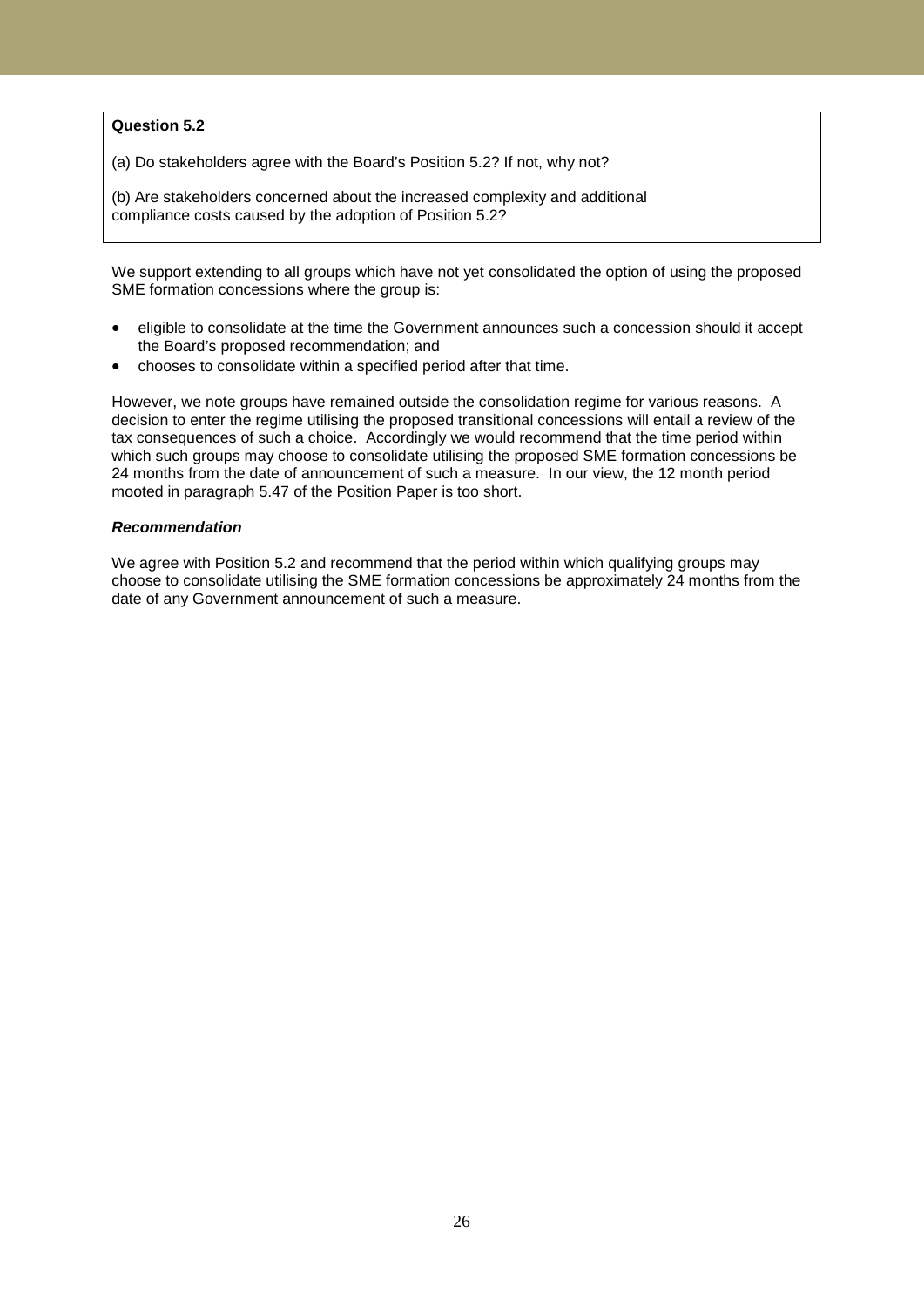**Question 5.2**

(a) Do stakeholders agree with the Board's Position 5.2? If not, why not?

(b) Are stakeholders concerned about the increased complexity and additional compliance costs caused by the adoption of Position 5.2?

We support extending to all groups which have not yet consolidated the option of using the proposed SME formation concessions where the group is:

- eligible to consolidate at the time the Government announces such a concession should it accept the Board's proposed recommendation; and
- chooses to consolidate within a specified period after that time.

However, we note groups have remained outside the consolidation regime for various reasons. A decision to enter the regime utilising the proposed transitional concessions will entail a review of the tax consequences of such a choice. Accordingly we would recommend that the time period within which such groups may choose to consolidate utilising the proposed SME formation concessions be 24 months from the date of announcement of such a measure. In our view, the 12 month period mooted in paragraph 5.47 of the Position Paper is too short.

***Recommendation***

We agree with Position 5.2 and recommend that the period within which qualifying groups may choose to consolidate utilising the SME formation concessions be approximately 24 months from the date of any Government announcement of such a measure.